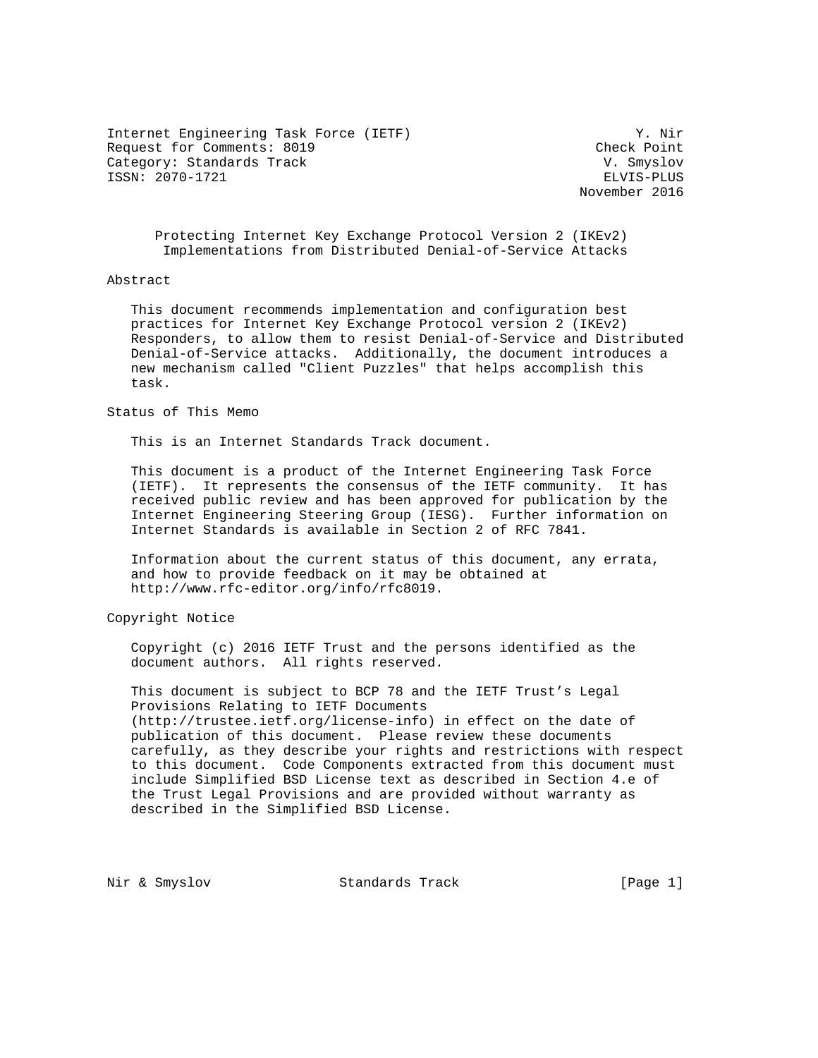Internet Engineering Task Force (IETF) Y. Nir
Request for Comments: 8019 Check Point
Category: Standards Track V. Smyslov
ISSN: 2070-1721 ELVIS-PLUS
November 2016

# Protecting Internet Key Exchange Protocol Version 2 (IKEv2) Implementations from Distributed Denial-of-Service Attacks

## Abstract

This document recommends implementation and configuration best practices for Internet Key Exchange Protocol version 2 (IKEv2) Responders, to allow them to resist Denial-of-Service and Distributed Denial-of-Service attacks. Additionally, the document introduces a new mechanism called "Client Puzzles" that helps accomplish this task.

## Status of This Memo

This is an Internet Standards Track document.

This document is a product of the Internet Engineering Task Force (IETF). It represents the consensus of the IETF community. It has received public review and has been approved for publication by the Internet Engineering Steering Group (IESG). Further information on Internet Standards is available in Section 2 of RFC 7841.

Information about the current status of this document, any errata, and how to provide feedback on it may be obtained at http://www.rfc-editor.org/info/rfc8019.

## Copyright Notice

Copyright (c) 2016 IETF Trust and the persons identified as the document authors. All rights reserved.

This document is subject to BCP 78 and the IETF Trust's Legal Provisions Relating to IETF Documents (http://trustee.ietf.org/license-info) in effect on the date of publication of this document. Please review these documents carefully, as they describe your rights and restrictions with respect to this document. Code Components extracted from this document must include Simplified BSD License text as described in Section 4.e of the Trust Legal Provisions and are provided without warranty as described in the Simplified BSD License.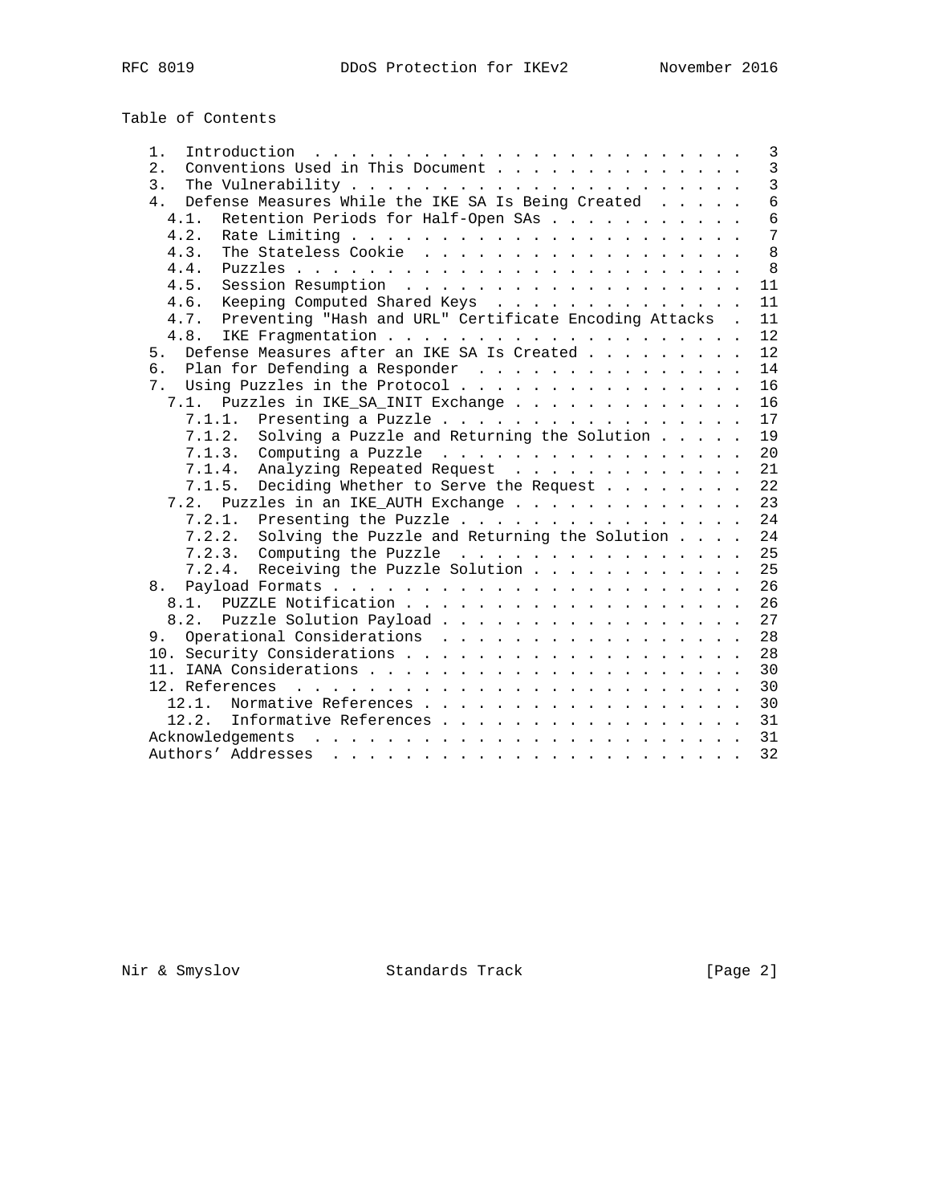## Table of Contents

```
   1.  Introduction  . . . . . . . . . . . . . . . . . . . . . . . .   3
   2.  Conventions Used in This Document . . . . . . . . . . . . . .   3
   3.  The Vulnerability . . . . . . . . . . . . . . . . . . . . . .   3
   4.  Defense Measures While the IKE SA Is Being Created  . . . . .   6
     4.1.  Retention Periods for Half-Open SAs . . . . . . . . . . .   6
     4.2.  Rate Limiting . . . . . . . . . . . . . . . . . . . . . .   7
     4.3.  The Stateless Cookie  . . . . . . . . . . . . . . . . . .   8
     4.4.  Puzzles . . . . . . . . . . . . . . . . . . . . . . . . .   8
     4.5.  Session Resumption  . . . . . . . . . . . . . . . . . . .  11
     4.6.  Keeping Computed Shared Keys  . . . . . . . . . . . . . .  11
     4.7.  Preventing "Hash and URL" Certificate Encoding Attacks  .  11
     4.8.  IKE Fragmentation . . . . . . . . . . . . . . . . . . . .  12
   5.  Defense Measures after an IKE SA Is Created . . . . . . . . .  12
   6.  Plan for Defending a Responder  . . . . . . . . . . . . . . .  14
   7.  Using Puzzles in the Protocol . . . . . . . . . . . . . . . .  16
     7.1.  Puzzles in IKE_SA_INIT Exchange . . . . . . . . . . . . .  16
       7.1.1.  Presenting a Puzzle . . . . . . . . . . . . . . . . .  17
       7.1.2.  Solving a Puzzle and Returning the Solution . . . . .  19
       7.1.3.  Computing a Puzzle  . . . . . . . . . . . . . . . . .  20
       7.1.4.  Analyzing Repeated Request  . . . . . . . . . . . . .  21
       7.1.5.  Deciding Whether to Serve the Request . . . . . . . .  22
     7.2.  Puzzles in an IKE_AUTH Exchange . . . . . . . . . . . . .  23
       7.2.1.  Presenting the Puzzle . . . . . . . . . . . . . . . .  24
       7.2.2.  Solving the Puzzle and Returning the Solution . . . .  24
       7.2.3.  Computing the Puzzle  . . . . . . . . . . . . . . . .  25
       7.2.4.  Receiving the Puzzle Solution . . . . . . . . . . . .  25
   8.  Payload Formats . . . . . . . . . . . . . . . . . . . . . . .  26
     8.1.  PUZZLE Notification . . . . . . . . . . . . . . . . . . .  26
     8.2.  Puzzle Solution Payload . . . . . . . . . . . . . . . . .  27
   9.  Operational Considerations  . . . . . . . . . . . . . . . . .  28
   10. Security Considerations . . . . . . . . . . . . . . . . . . .  28
   11. IANA Considerations . . . . . . . . . . . . . . . . . . . . .  30
   12. References  . . . . . . . . . . . . . . . . . . . . . . . . .  30
     12.1.  Normative References . . . . . . . . . . . . . . . . . .  30
     12.2.  Informative References . . . . . . . . . . . . . . . . .  31
   Acknowledgements  . . . . . . . . . . . . . . . . . . . . . . . .  31
   Authors' Addresses  . . . . . . . . . . . . . . . . . . . . . . .  32
```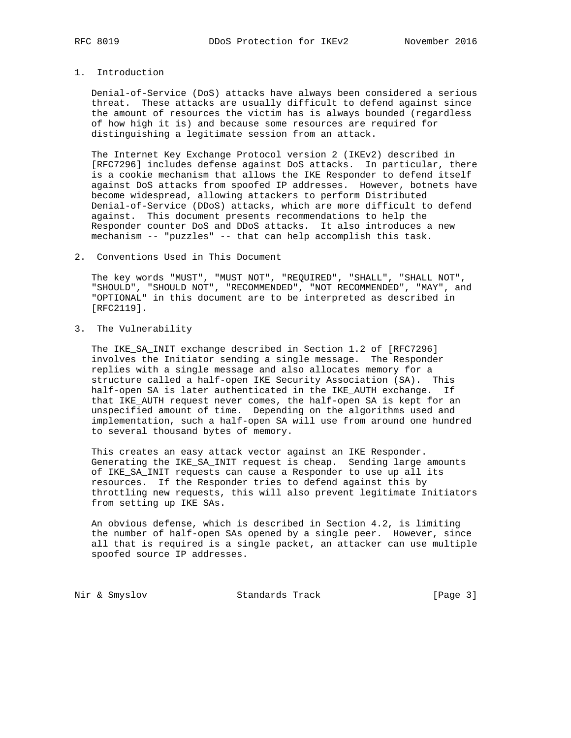## 1. Introduction

Denial-of-Service (DoS) attacks have always been considered a serious threat. These attacks are usually difficult to defend against since the amount of resources the victim has is always bounded (regardless of how high it is) and because some resources are required for distinguishing a legitimate session from an attack.

The Internet Key Exchange Protocol version 2 (IKEv2) described in [RFC7296] includes defense against DoS attacks. In particular, there is a cookie mechanism that allows the IKE Responder to defend itself against DoS attacks from spoofed IP addresses. However, botnets have become widespread, allowing attackers to perform Distributed Denial-of-Service (DDoS) attacks, which are more difficult to defend against. This document presents recommendations to help the Responder counter DoS and DDoS attacks. It also introduces a new mechanism -- "puzzles" -- that can help accomplish this task.

## 2. Conventions Used in This Document

The key words "MUST", "MUST NOT", "REQUIRED", "SHALL", "SHALL NOT", "SHOULD", "SHOULD NOT", "RECOMMENDED", "NOT RECOMMENDED", "MAY", and "OPTIONAL" in this document are to be interpreted as described in [RFC2119].

## 3. The Vulnerability

The IKE_SA_INIT exchange described in Section 1.2 of [RFC7296] involves the Initiator sending a single message. The Responder replies with a single message and also allocates memory for a structure called a half-open IKE Security Association (SA). This half-open SA is later authenticated in the IKE_AUTH exchange. If that IKE_AUTH request never comes, the half-open SA is kept for an unspecified amount of time. Depending on the algorithms used and implementation, such a half-open SA will use from around one hundred to several thousand bytes of memory.

This creates an easy attack vector against an IKE Responder. Generating the IKE_SA_INIT request is cheap. Sending large amounts of IKE_SA_INIT requests can cause a Responder to use up all its resources. If the Responder tries to defend against this by throttling new requests, this will also prevent legitimate Initiators from setting up IKE SAs.

An obvious defense, which is described in Section 4.2, is limiting the number of half-open SAs opened by a single peer. However, since all that is required is a single packet, an attacker can use multiple spoofed source IP addresses.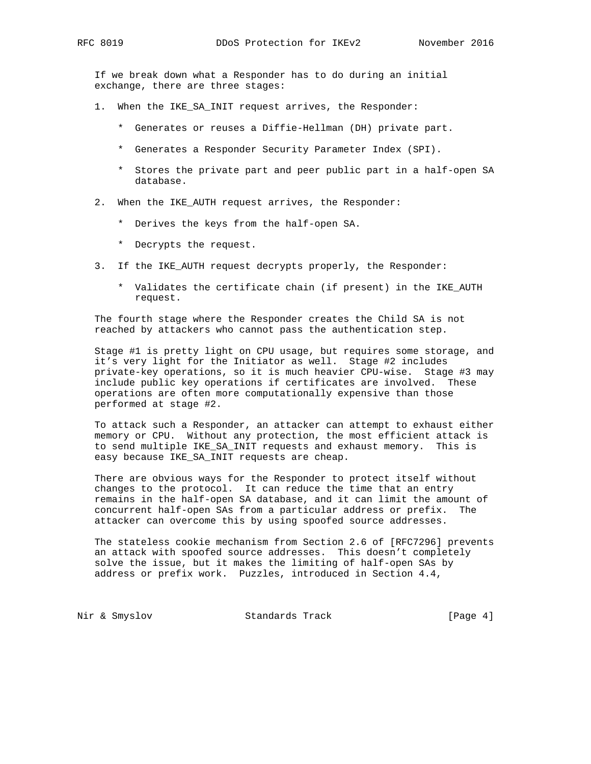If we break down what a Responder has to do during an initial exchange, there are three stages:

1. When the IKE_SA_INIT request arrives, the Responder:

   * Generates or reuses a Diffie-Hellman (DH) private part.

   * Generates a Responder Security Parameter Index (SPI).

   * Stores the private part and peer public part in a half-open SA database.

2. When the IKE_AUTH request arrives, the Responder:

   * Derives the keys from the half-open SA.

   * Decrypts the request.

3. If the IKE_AUTH request decrypts properly, the Responder:

   * Validates the certificate chain (if present) in the IKE_AUTH request.

The fourth stage where the Responder creates the Child SA is not reached by attackers who cannot pass the authentication step.

Stage #1 is pretty light on CPU usage, but requires some storage, and it's very light for the Initiator as well. Stage #2 includes private-key operations, so it is much heavier CPU-wise. Stage #3 may include public key operations if certificates are involved. These operations are often more computationally expensive than those performed at stage #2.

To attack such a Responder, an attacker can attempt to exhaust either memory or CPU. Without any protection, the most efficient attack is to send multiple IKE_SA_INIT requests and exhaust memory. This is easy because IKE_SA_INIT requests are cheap.

There are obvious ways for the Responder to protect itself without changes to the protocol. It can reduce the time that an entry remains in the half-open SA database, and it can limit the amount of concurrent half-open SAs from a particular address or prefix. The attacker can overcome this by using spoofed source addresses.

The stateless cookie mechanism from Section 2.6 of [RFC7296] prevents an attack with spoofed source addresses. This doesn't completely solve the issue, but it makes the limiting of half-open SAs by address or prefix work. Puzzles, introduced in Section 4.4,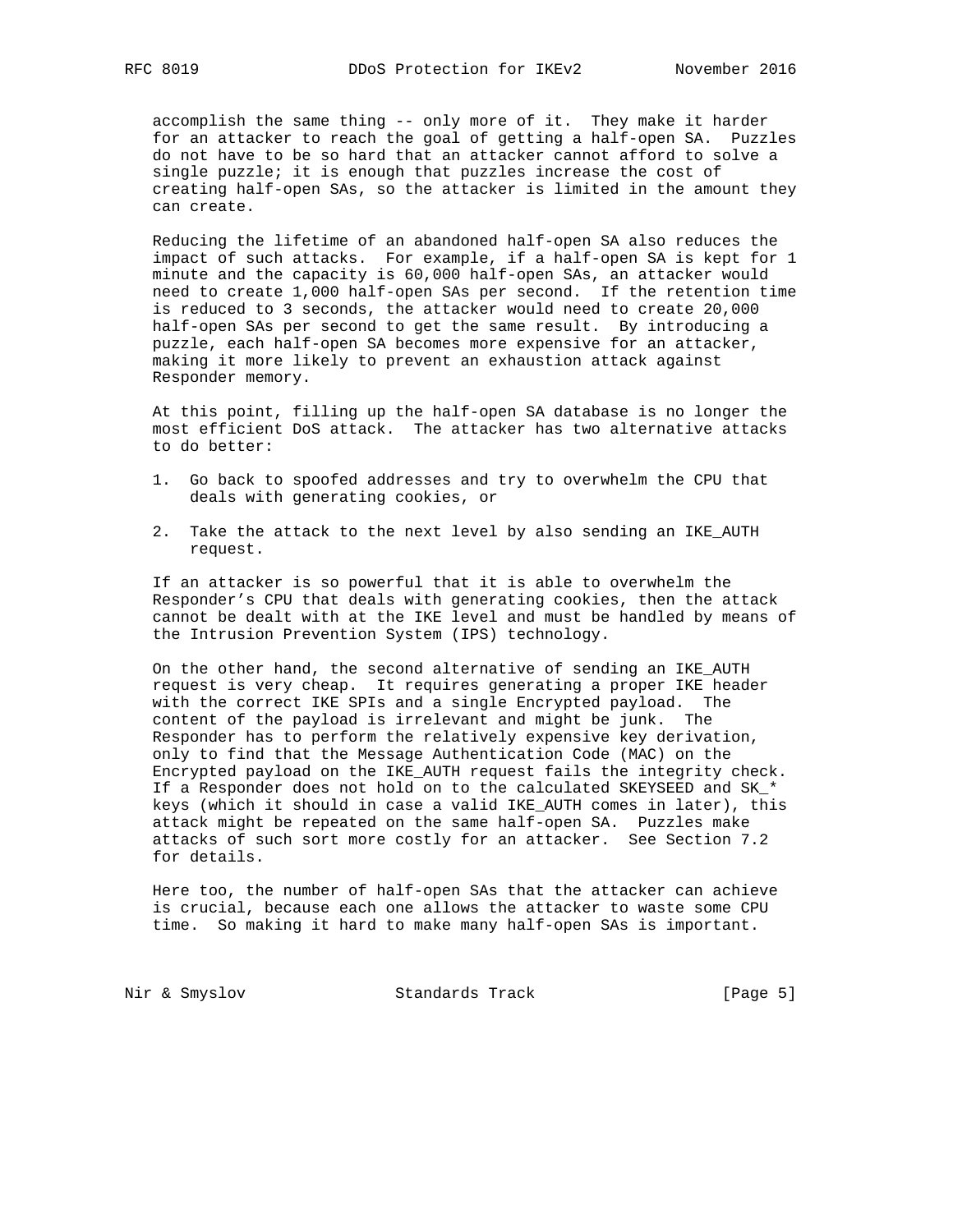accomplish the same thing -- only more of it. They make it harder for an attacker to reach the goal of getting a half-open SA. Puzzles do not have to be so hard that an attacker cannot afford to solve a single puzzle; it is enough that puzzles increase the cost of creating half-open SAs, so the attacker is limited in the amount they can create.

Reducing the lifetime of an abandoned half-open SA also reduces the impact of such attacks. For example, if a half-open SA is kept for 1 minute and the capacity is 60,000 half-open SAs, an attacker would need to create 1,000 half-open SAs per second. If the retention time is reduced to 3 seconds, the attacker would need to create 20,000 half-open SAs per second to get the same result. By introducing a puzzle, each half-open SA becomes more expensive for an attacker, making it more likely to prevent an exhaustion attack against Responder memory.

At this point, filling up the half-open SA database is no longer the most efficient DoS attack. The attacker has two alternative attacks to do better:

1. Go back to spoofed addresses and try to overwhelm the CPU that deals with generating cookies, or

2. Take the attack to the next level by also sending an IKE_AUTH request.

If an attacker is so powerful that it is able to overwhelm the Responder's CPU that deals with generating cookies, then the attack cannot be dealt with at the IKE level and must be handled by means of the Intrusion Prevention System (IPS) technology.

On the other hand, the second alternative of sending an IKE_AUTH request is very cheap. It requires generating a proper IKE header with the correct IKE SPIs and a single Encrypted payload. The content of the payload is irrelevant and might be junk. The Responder has to perform the relatively expensive key derivation, only to find that the Message Authentication Code (MAC) on the Encrypted payload on the IKE_AUTH request fails the integrity check. If a Responder does not hold on to the calculated SKEYSEED and SK_* keys (which it should in case a valid IKE_AUTH comes in later), this attack might be repeated on the same half-open SA. Puzzles make attacks of such sort more costly for an attacker. See Section 7.2 for details.

Here too, the number of half-open SAs that the attacker can achieve is crucial, because each one allows the attacker to waste some CPU time. So making it hard to make many half-open SAs is important.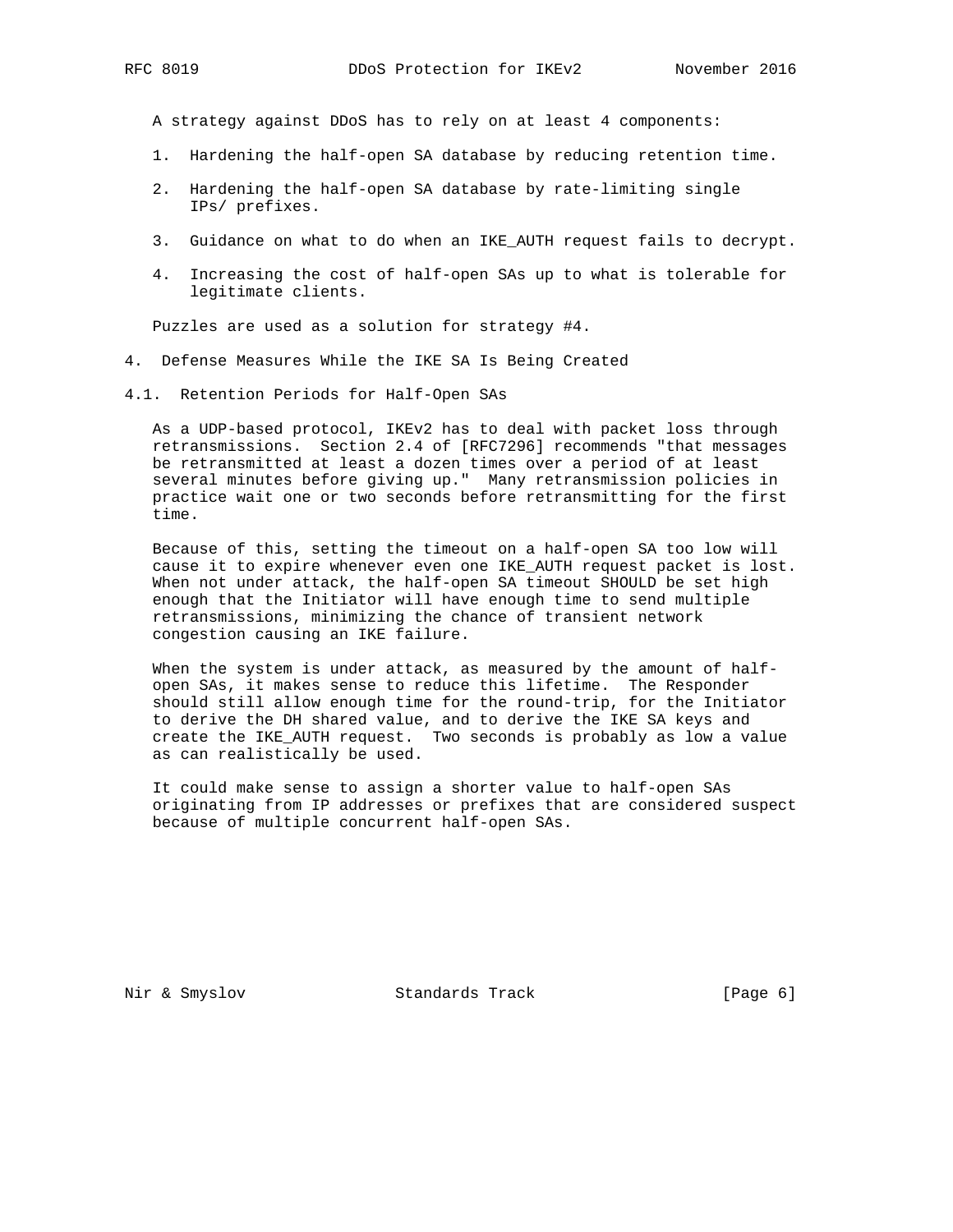A strategy against DDoS has to rely on at least 4 components:

1. Hardening the half-open SA database by reducing retention time.

2. Hardening the half-open SA database by rate-limiting single IPs/ prefixes.

3. Guidance on what to do when an IKE_AUTH request fails to decrypt.

4. Increasing the cost of half-open SAs up to what is tolerable for legitimate clients.

Puzzles are used as a solution for strategy #4.

## 4. Defense Measures While the IKE SA Is Being Created

### 4.1. Retention Periods for Half-Open SAs

As a UDP-based protocol, IKEv2 has to deal with packet loss through retransmissions. Section 2.4 of [RFC7296] recommends "that messages be retransmitted at least a dozen times over a period of at least several minutes before giving up." Many retransmission policies in practice wait one or two seconds before retransmitting for the first time.

Because of this, setting the timeout on a half-open SA too low will cause it to expire whenever even one IKE_AUTH request packet is lost. When not under attack, the half-open SA timeout SHOULD be set high enough that the Initiator will have enough time to send multiple retransmissions, minimizing the chance of transient network congestion causing an IKE failure.

When the system is under attack, as measured by the amount of half-open SAs, it makes sense to reduce this lifetime. The Responder should still allow enough time for the round-trip, for the Initiator to derive the DH shared value, and to derive the IKE SA keys and create the IKE_AUTH request. Two seconds is probably as low a value as can realistically be used.

It could make sense to assign a shorter value to half-open SAs originating from IP addresses or prefixes that are considered suspect because of multiple concurrent half-open SAs.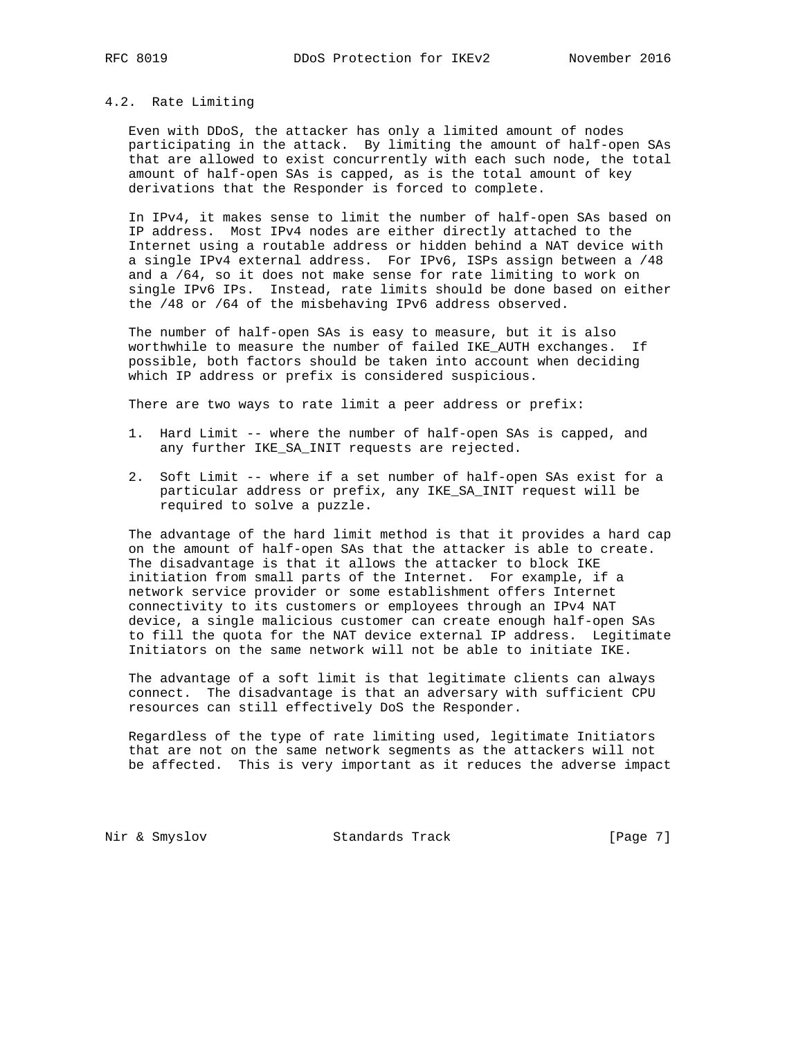## 4.2. Rate Limiting

Even with DDoS, the attacker has only a limited amount of nodes participating in the attack. By limiting the amount of half-open SAs that are allowed to exist concurrently with each such node, the total amount of half-open SAs is capped, as is the total amount of key derivations that the Responder is forced to complete.

In IPv4, it makes sense to limit the number of half-open SAs based on IP address. Most IPv4 nodes are either directly attached to the Internet using a routable address or hidden behind a NAT device with a single IPv4 external address. For IPv6, ISPs assign between a /48 and a /64, so it does not make sense for rate limiting to work on single IPv6 IPs. Instead, rate limits should be done based on either the /48 or /64 of the misbehaving IPv6 address observed.

The number of half-open SAs is easy to measure, but it is also worthwhile to measure the number of failed IKE_AUTH exchanges. If possible, both factors should be taken into account when deciding which IP address or prefix is considered suspicious.

There are two ways to rate limit a peer address or prefix:

1. Hard Limit -- where the number of half-open SAs is capped, and any further IKE_SA_INIT requests are rejected.

2. Soft Limit -- where if a set number of half-open SAs exist for a particular address or prefix, any IKE_SA_INIT request will be required to solve a puzzle.

The advantage of the hard limit method is that it provides a hard cap on the amount of half-open SAs that the attacker is able to create. The disadvantage is that it allows the attacker to block IKE initiation from small parts of the Internet. For example, if a network service provider or some establishment offers Internet connectivity to its customers or employees through an IPv4 NAT device, a single malicious customer can create enough half-open SAs to fill the quota for the NAT device external IP address. Legitimate Initiators on the same network will not be able to initiate IKE.

The advantage of a soft limit is that legitimate clients can always connect. The disadvantage is that an adversary with sufficient CPU resources can still effectively DoS the Responder.

Regardless of the type of rate limiting used, legitimate Initiators that are not on the same network segments as the attackers will not be affected. This is very important as it reduces the adverse impact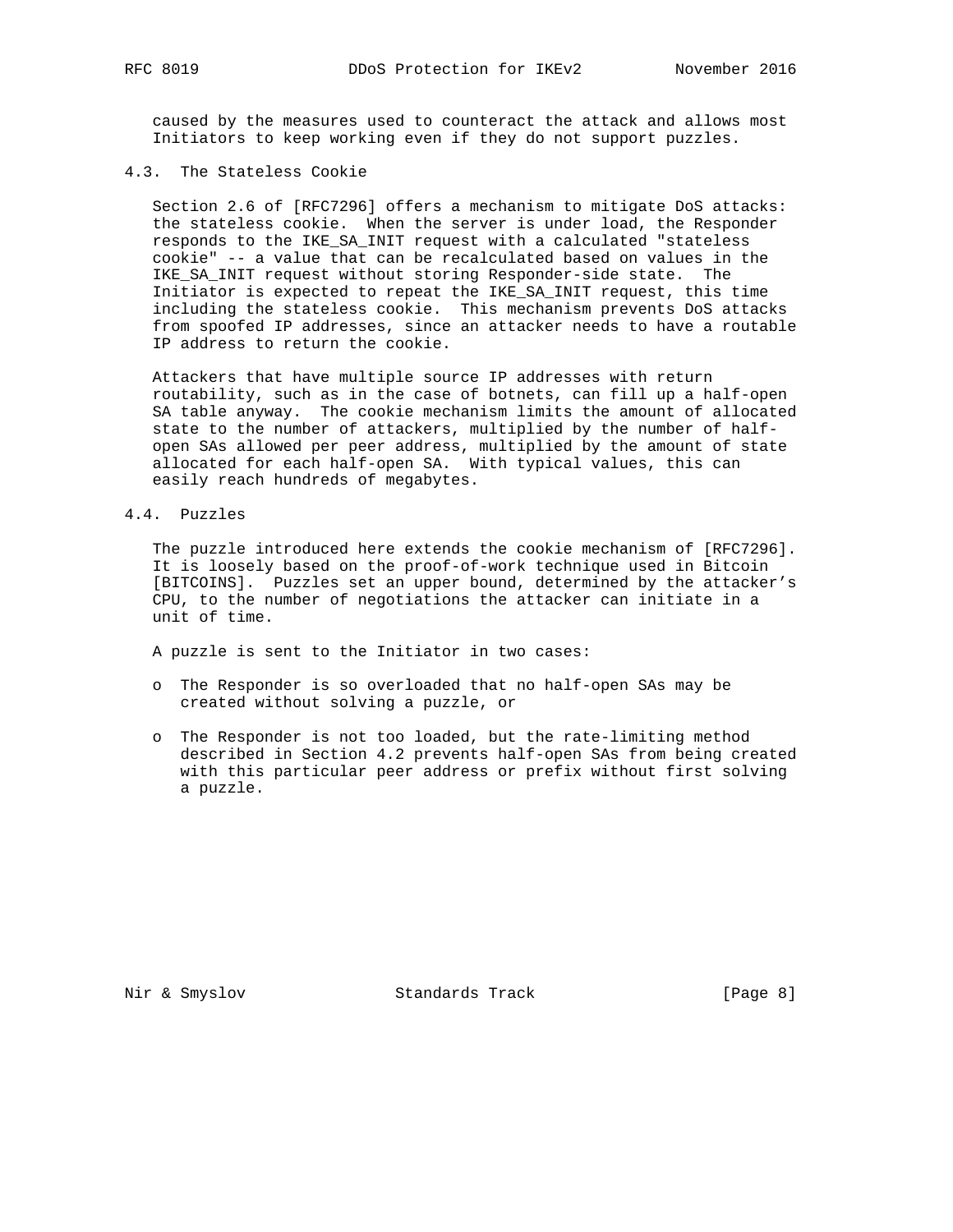caused by the measures used to counteract the attack and allows most Initiators to keep working even if they do not support puzzles.

### 4.3. The Stateless Cookie

Section 2.6 of [RFC7296] offers a mechanism to mitigate DoS attacks: the stateless cookie. When the server is under load, the Responder responds to the IKE_SA_INIT request with a calculated "stateless cookie" -- a value that can be recalculated based on values in the IKE_SA_INIT request without storing Responder-side state. The Initiator is expected to repeat the IKE_SA_INIT request, this time including the stateless cookie. This mechanism prevents DoS attacks from spoofed IP addresses, since an attacker needs to have a routable IP address to return the cookie.

Attackers that have multiple source IP addresses with return routability, such as in the case of botnets, can fill up a half-open SA table anyway. The cookie mechanism limits the amount of allocated state to the number of attackers, multiplied by the number of half-open SAs allowed per peer address, multiplied by the amount of state allocated for each half-open SA. With typical values, this can easily reach hundreds of megabytes.

### 4.4. Puzzles

The puzzle introduced here extends the cookie mechanism of [RFC7296]. It is loosely based on the proof-of-work technique used in Bitcoin [BITCOINS]. Puzzles set an upper bound, determined by the attacker's CPU, to the number of negotiations the attacker can initiate in a unit of time.

A puzzle is sent to the Initiator in two cases:

- The Responder is so overloaded that no half-open SAs may be created without solving a puzzle, or
- The Responder is not too loaded, but the rate-limiting method described in Section 4.2 prevents half-open SAs from being created with this particular peer address or prefix without first solving a puzzle.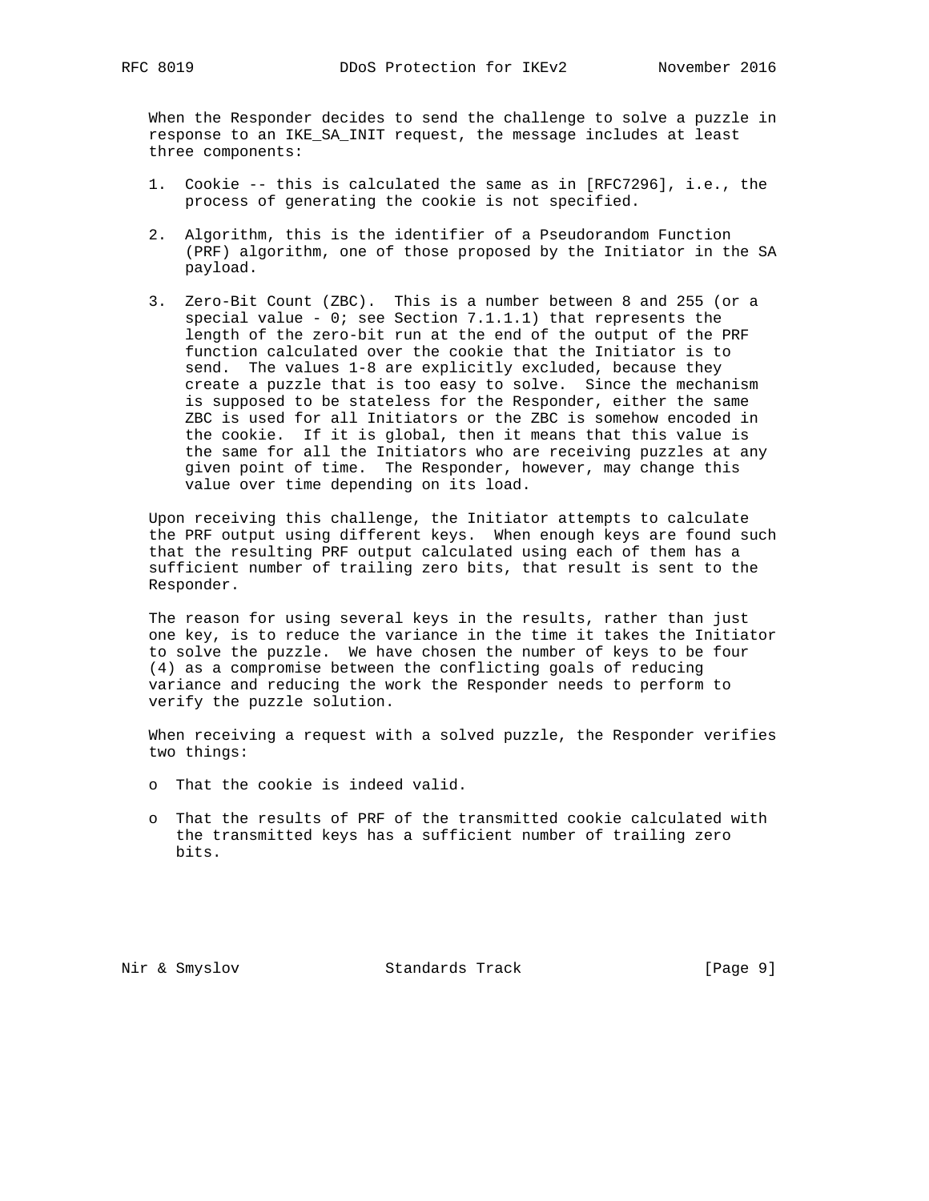When the Responder decides to send the challenge to solve a puzzle in response to an IKE_SA_INIT request, the message includes at least three components:

1. Cookie -- this is calculated the same as in [RFC7296], i.e., the process of generating the cookie is not specified.

2. Algorithm, this is the identifier of a Pseudorandom Function (PRF) algorithm, one of those proposed by the Initiator in the SA payload.

3. Zero-Bit Count (ZBC). This is a number between 8 and 255 (or a special value - 0; see Section 7.1.1.1) that represents the length of the zero-bit run at the end of the output of the PRF function calculated over the cookie that the Initiator is to send. The values 1-8 are explicitly excluded, because they create a puzzle that is too easy to solve. Since the mechanism is supposed to be stateless for the Responder, either the same ZBC is used for all Initiators or the ZBC is somehow encoded in the cookie. If it is global, then it means that this value is the same for all the Initiators who are receiving puzzles at any given point of time. The Responder, however, may change this value over time depending on its load.

Upon receiving this challenge, the Initiator attempts to calculate the PRF output using different keys. When enough keys are found such that the resulting PRF output calculated using each of them has a sufficient number of trailing zero bits, that result is sent to the Responder.

The reason for using several keys in the results, rather than just one key, is to reduce the variance in the time it takes the Initiator to solve the puzzle. We have chosen the number of keys to be four (4) as a compromise between the conflicting goals of reducing variance and reducing the work the Responder needs to perform to verify the puzzle solution.

When receiving a request with a solved puzzle, the Responder verifies two things:

- That the cookie is indeed valid.

- That the results of PRF of the transmitted cookie calculated with the transmitted keys has a sufficient number of trailing zero bits.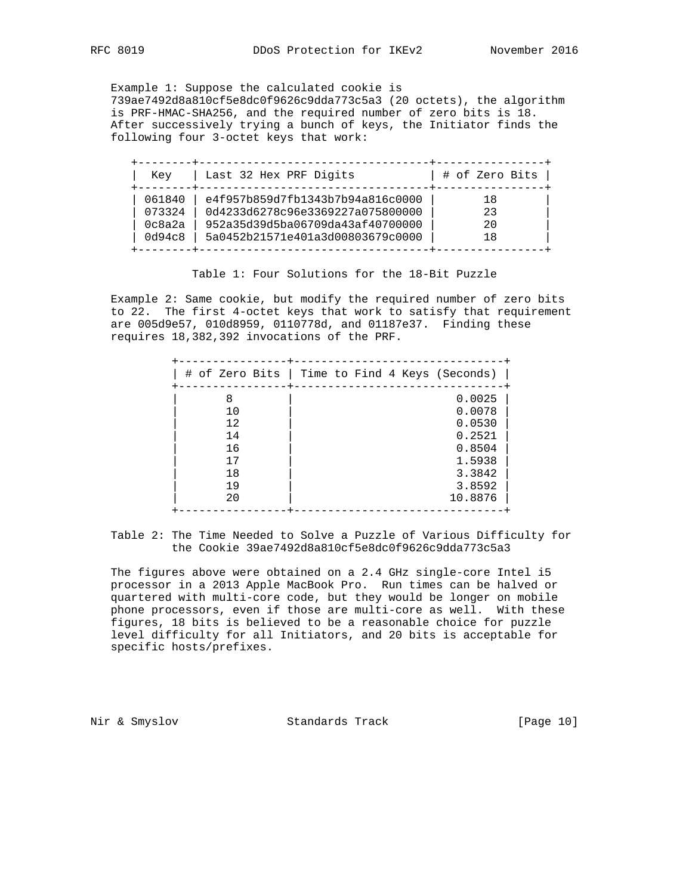Example 1: Suppose the calculated cookie is 739ae7492d8a810cf5e8dc0f9626c9dda773c5a3 (20 octets), the algorithm is PRF-HMAC-SHA256, and the required number of zero bits is 18. After successively trying a bunch of keys, the Initiator finds the following four 3-octet keys that work:

| Key | Last 32 Hex PRF Digits | # of Zero Bits |
|---|---|---|
| 061840 | e4f957b859d7fb1343b7b94a816c0000 | 18 |
| 073324 | 0d4233d6278c96e3369227a075800000 | 23 |
| 0c8a2a | 952a35d39d5ba06709da43af40700000 | 20 |
| 0d94c8 | 5a0452b21571e401a3d00803679c0000 | 18 |

Table 1: Four Solutions for the 18-Bit Puzzle

Example 2: Same cookie, but modify the required number of zero bits to 22. The first 4-octet keys that work to satisfy that requirement are 005d9e57, 010d8959, 0110778d, and 01187e37. Finding these requires 18,382,392 invocations of the PRF.

| # of Zero Bits | Time to Find 4 Keys (Seconds) |
|---|---|
| 8 | 0.0025 |
| 10 | 0.0078 |
| 12 | 0.0530 |
| 14 | 0.2521 |
| 16 | 0.8504 |
| 17 | 1.5938 |
| 18 | 3.3842 |
| 19 | 3.8592 |
| 20 | 10.8876 |

Table 2: The Time Needed to Solve a Puzzle of Various Difficulty for the Cookie 39ae7492d8a810cf5e8dc0f9626c9dda773c5a3

The figures above were obtained on a 2.4 GHz single-core Intel i5 processor in a 2013 Apple MacBook Pro. Run times can be halved or quartered with multi-core code, but they would be longer on mobile phone processors, even if those are multi-core as well. With these figures, 18 bits is believed to be a reasonable choice for puzzle level difficulty for all Initiators, and 20 bits is acceptable for specific hosts/prefixes.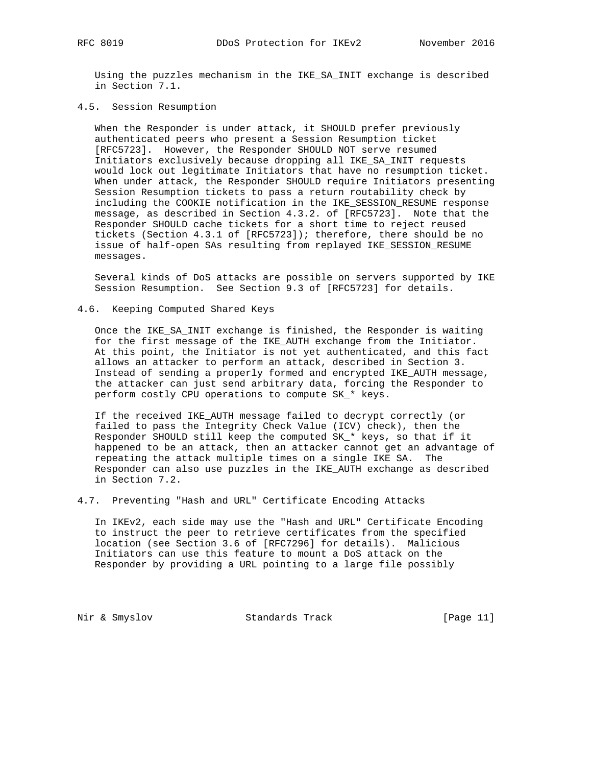Using the puzzles mechanism in the IKE_SA_INIT exchange is described in Section 7.1.

### 4.5. Session Resumption

When the Responder is under attack, it SHOULD prefer previously authenticated peers who present a Session Resumption ticket [RFC5723]. However, the Responder SHOULD NOT serve resumed Initiators exclusively because dropping all IKE_SA_INIT requests would lock out legitimate Initiators that have no resumption ticket. When under attack, the Responder SHOULD require Initiators presenting Session Resumption tickets to pass a return routability check by including the COOKIE notification in the IKE_SESSION_RESUME response message, as described in Section 4.3.2. of [RFC5723]. Note that the Responder SHOULD cache tickets for a short time to reject reused tickets (Section 4.3.1 of [RFC5723]); therefore, there should be no issue of half-open SAs resulting from replayed IKE_SESSION_RESUME messages.

Several kinds of DoS attacks are possible on servers supported by IKE Session Resumption. See Section 9.3 of [RFC5723] for details.

### 4.6. Keeping Computed Shared Keys

Once the IKE_SA_INIT exchange is finished, the Responder is waiting for the first message of the IKE_AUTH exchange from the Initiator. At this point, the Initiator is not yet authenticated, and this fact allows an attacker to perform an attack, described in Section 3. Instead of sending a properly formed and encrypted IKE_AUTH message, the attacker can just send arbitrary data, forcing the Responder to perform costly CPU operations to compute SK_* keys.

If the received IKE_AUTH message failed to decrypt correctly (or failed to pass the Integrity Check Value (ICV) check), then the Responder SHOULD still keep the computed SK_* keys, so that if it happened to be an attack, then an attacker cannot get an advantage of repeating the attack multiple times on a single IKE SA. The Responder can also use puzzles in the IKE_AUTH exchange as described in Section 7.2.

### 4.7. Preventing "Hash and URL" Certificate Encoding Attacks

In IKEv2, each side may use the "Hash and URL" Certificate Encoding to instruct the peer to retrieve certificates from the specified location (see Section 3.6 of [RFC7296] for details). Malicious Initiators can use this feature to mount a DoS attack on the Responder by providing a URL pointing to a large file possibly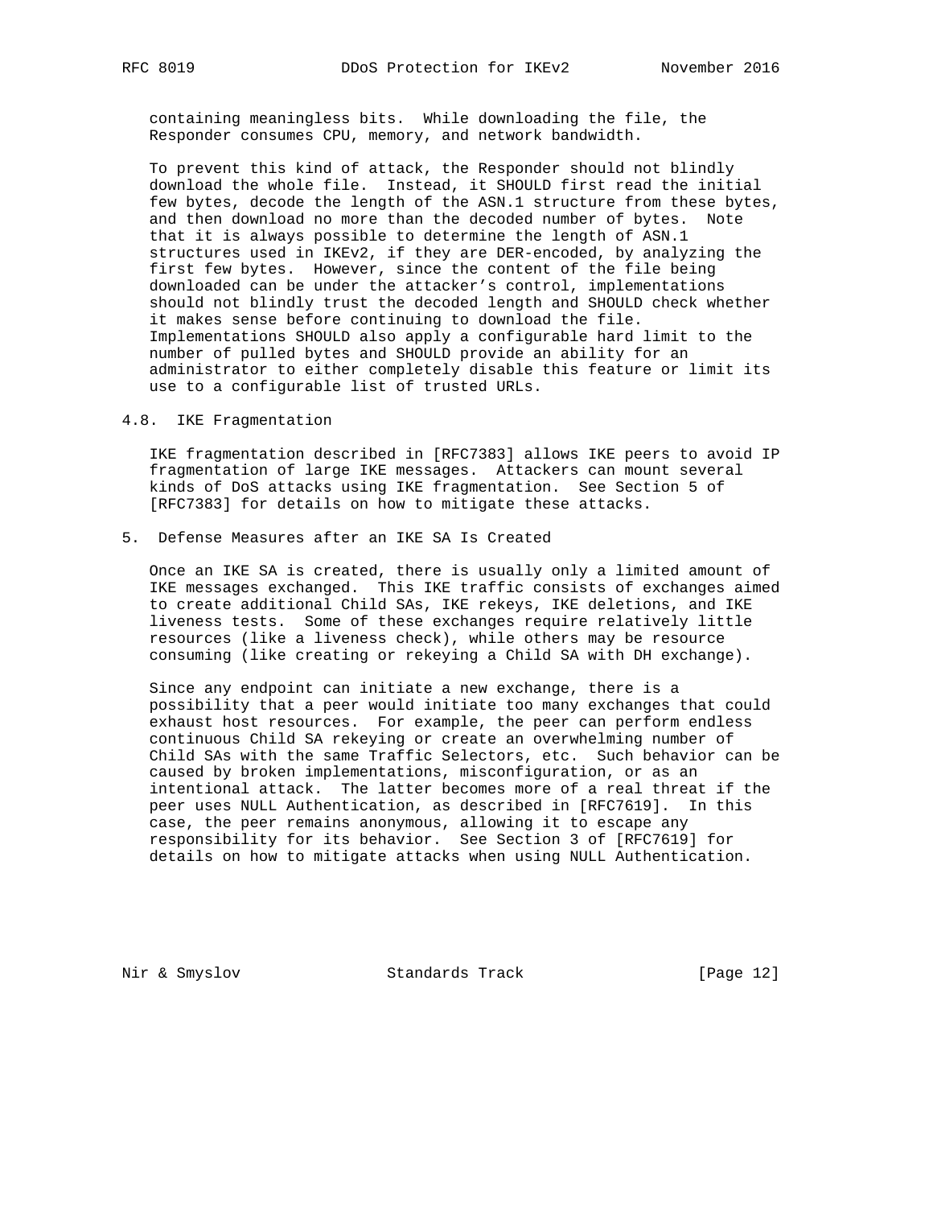containing meaningless bits. While downloading the file, the Responder consumes CPU, memory, and network bandwidth.

To prevent this kind of attack, the Responder should not blindly download the whole file. Instead, it SHOULD first read the initial few bytes, decode the length of the ASN.1 structure from these bytes, and then download no more than the decoded number of bytes. Note that it is always possible to determine the length of ASN.1 structures used in IKEv2, if they are DER-encoded, by analyzing the first few bytes. However, since the content of the file being downloaded can be under the attacker's control, implementations should not blindly trust the decoded length and SHOULD check whether it makes sense before continuing to download the file. Implementations SHOULD also apply a configurable hard limit to the number of pulled bytes and SHOULD provide an ability for an administrator to either completely disable this feature or limit its use to a configurable list of trusted URLs.

### 4.8. IKE Fragmentation

IKE fragmentation described in [RFC7383] allows IKE peers to avoid IP fragmentation of large IKE messages. Attackers can mount several kinds of DoS attacks using IKE fragmentation. See Section 5 of [RFC7383] for details on how to mitigate these attacks.

## 5. Defense Measures after an IKE SA Is Created

Once an IKE SA is created, there is usually only a limited amount of IKE messages exchanged. This IKE traffic consists of exchanges aimed to create additional Child SAs, IKE rekeys, IKE deletions, and IKE liveness tests. Some of these exchanges require relatively little resources (like a liveness check), while others may be resource consuming (like creating or rekeying a Child SA with DH exchange).

Since any endpoint can initiate a new exchange, there is a possibility that a peer would initiate too many exchanges that could exhaust host resources. For example, the peer can perform endless continuous Child SA rekeying or create an overwhelming number of Child SAs with the same Traffic Selectors, etc. Such behavior can be caused by broken implementations, misconfiguration, or as an intentional attack. The latter becomes more of a real threat if the peer uses NULL Authentication, as described in [RFC7619]. In this case, the peer remains anonymous, allowing it to escape any responsibility for its behavior. See Section 3 of [RFC7619] for details on how to mitigate attacks when using NULL Authentication.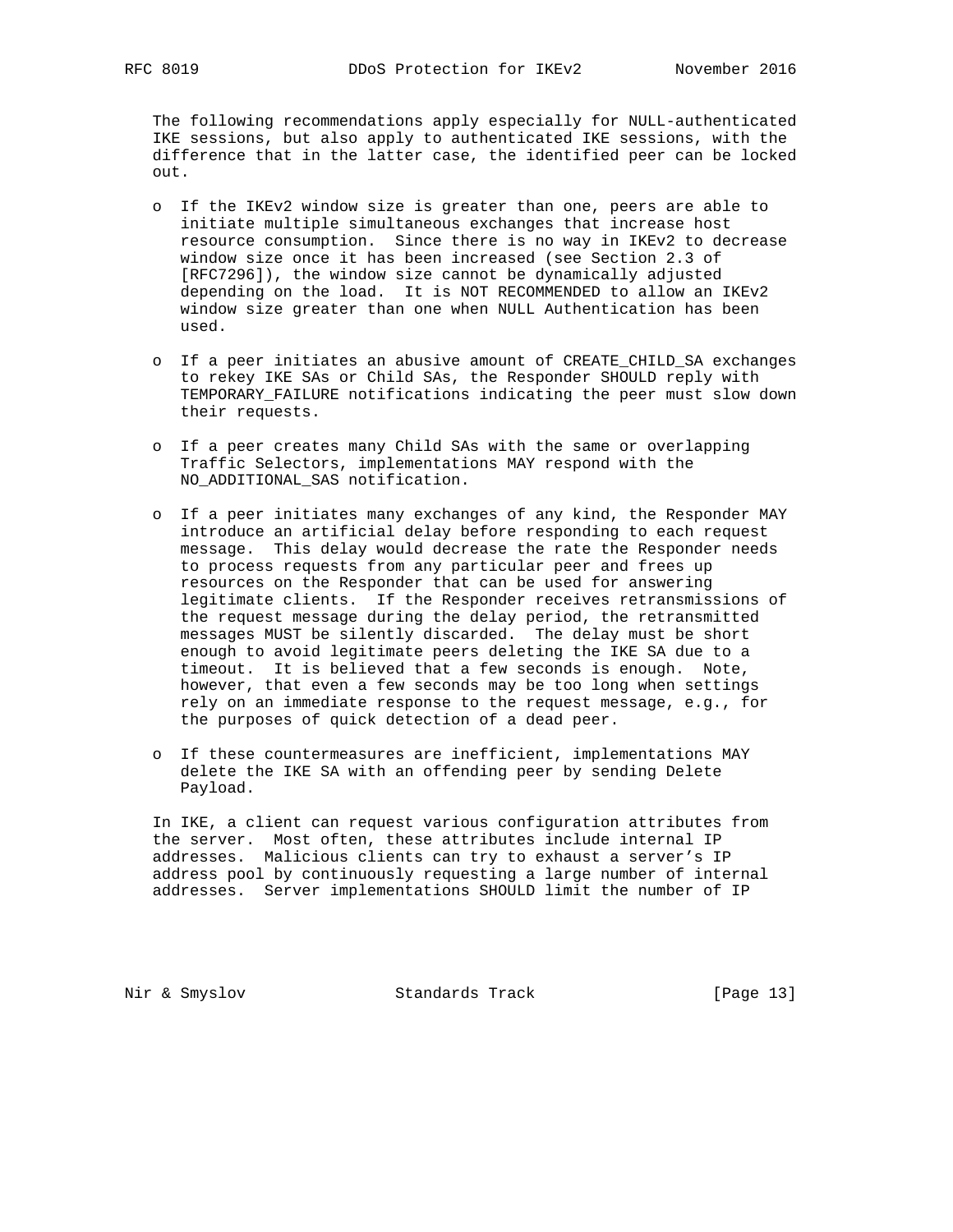The following recommendations apply especially for NULL-authenticated IKE sessions, but also apply to authenticated IKE sessions, with the difference that in the latter case, the identified peer can be locked out.

- If the IKEv2 window size is greater than one, peers are able to initiate multiple simultaneous exchanges that increase host resource consumption. Since there is no way in IKEv2 to decrease window size once it has been increased (see Section 2.3 of [RFC7296]), the window size cannot be dynamically adjusted depending on the load. It is NOT RECOMMENDED to allow an IKEv2 window size greater than one when NULL Authentication has been used.

- If a peer initiates an abusive amount of CREATE_CHILD_SA exchanges to rekey IKE SAs or Child SAs, the Responder SHOULD reply with TEMPORARY_FAILURE notifications indicating the peer must slow down their requests.

- If a peer creates many Child SAs with the same or overlapping Traffic Selectors, implementations MAY respond with the NO_ADDITIONAL_SAS notification.

- If a peer initiates many exchanges of any kind, the Responder MAY introduce an artificial delay before responding to each request message. This delay would decrease the rate the Responder needs to process requests from any particular peer and frees up resources on the Responder that can be used for answering legitimate clients. If the Responder receives retransmissions of the request message during the delay period, the retransmitted messages MUST be silently discarded. The delay must be short enough to avoid legitimate peers deleting the IKE SA due to a timeout. It is believed that a few seconds is enough. Note, however, that even a few seconds may be too long when settings rely on an immediate response to the request message, e.g., for the purposes of quick detection of a dead peer.

- If these countermeasures are inefficient, implementations MAY delete the IKE SA with an offending peer by sending Delete Payload.

In IKE, a client can request various configuration attributes from the server. Most often, these attributes include internal IP addresses. Malicious clients can try to exhaust a server's IP address pool by continuously requesting a large number of internal addresses. Server implementations SHOULD limit the number of IP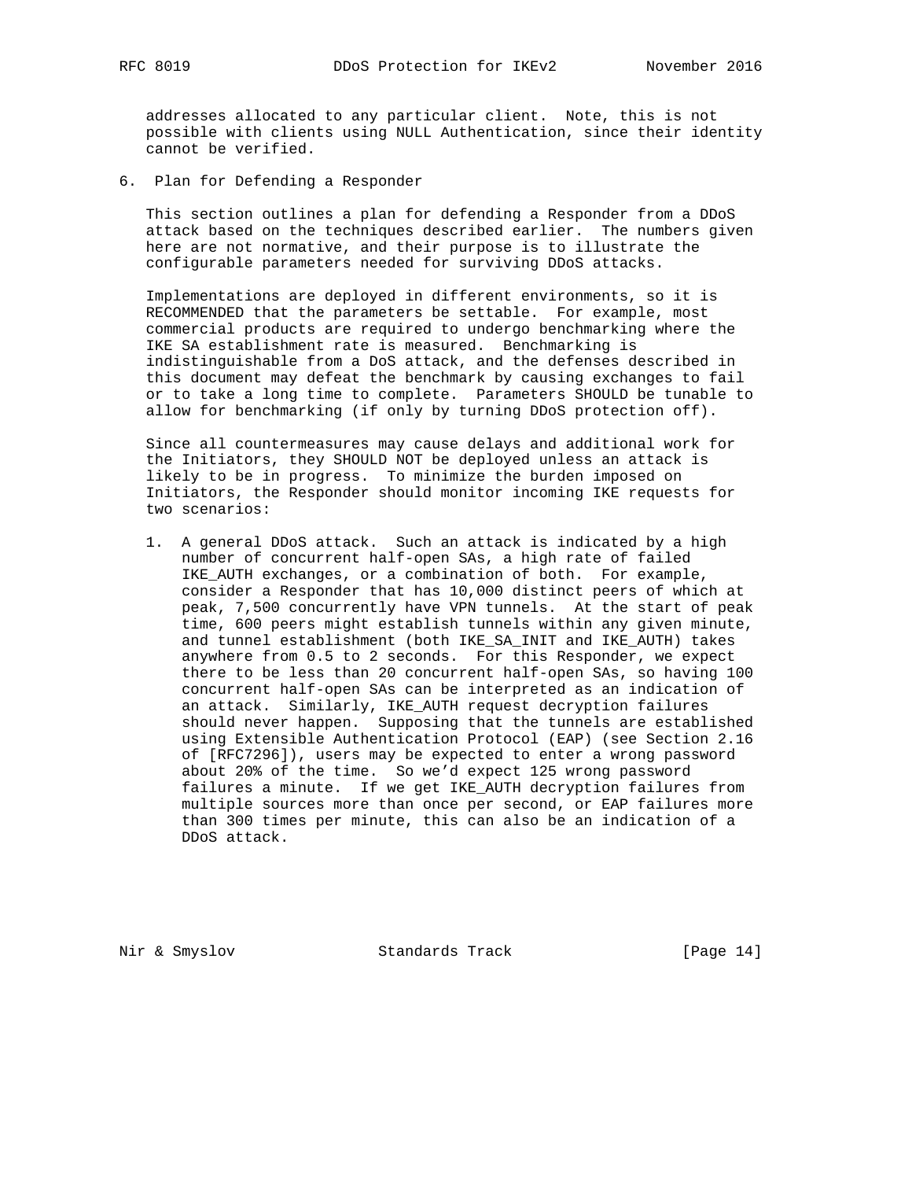addresses allocated to any particular client. Note, this is not possible with clients using NULL Authentication, since their identity cannot be verified.

## 6. Plan for Defending a Responder

This section outlines a plan for defending a Responder from a DDoS attack based on the techniques described earlier. The numbers given here are not normative, and their purpose is to illustrate the configurable parameters needed for surviving DDoS attacks.

Implementations are deployed in different environments, so it is RECOMMENDED that the parameters be settable. For example, most commercial products are required to undergo benchmarking where the IKE SA establishment rate is measured. Benchmarking is indistinguishable from a DoS attack, and the defenses described in this document may defeat the benchmark by causing exchanges to fail or to take a long time to complete. Parameters SHOULD be tunable to allow for benchmarking (if only by turning DDoS protection off).

Since all countermeasures may cause delays and additional work for the Initiators, they SHOULD NOT be deployed unless an attack is likely to be in progress. To minimize the burden imposed on Initiators, the Responder should monitor incoming IKE requests for two scenarios:

1. A general DDoS attack. Such an attack is indicated by a high number of concurrent half-open SAs, a high rate of failed IKE_AUTH exchanges, or a combination of both. For example, consider a Responder that has 10,000 distinct peers of which at peak, 7,500 concurrently have VPN tunnels. At the start of peak time, 600 peers might establish tunnels within any given minute, and tunnel establishment (both IKE_SA_INIT and IKE_AUTH) takes anywhere from 0.5 to 2 seconds. For this Responder, we expect there to be less than 20 concurrent half-open SAs, so having 100 concurrent half-open SAs can be interpreted as an indication of an attack. Similarly, IKE_AUTH request decryption failures should never happen. Supposing that the tunnels are established using Extensible Authentication Protocol (EAP) (see Section 2.16 of [RFC7296]), users may be expected to enter a wrong password about 20% of the time. So we'd expect 125 wrong password failures a minute. If we get IKE_AUTH decryption failures from multiple sources more than once per second, or EAP failures more than 300 times per minute, this can also be an indication of a DDoS attack.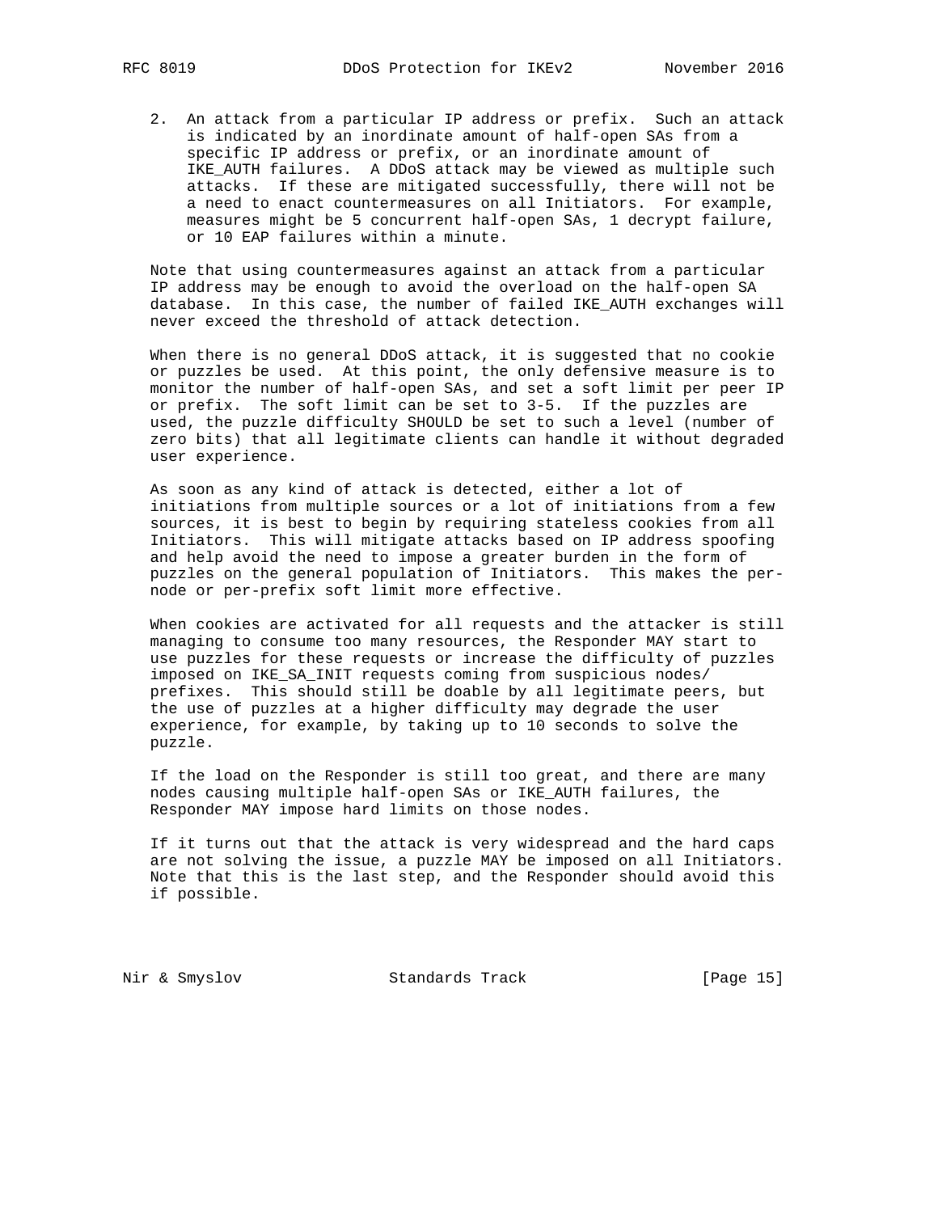2. An attack from a particular IP address or prefix. Such an attack is indicated by an inordinate amount of half-open SAs from a specific IP address or prefix, or an inordinate amount of IKE_AUTH failures. A DDoS attack may be viewed as multiple such attacks. If these are mitigated successfully, there will not be a need to enact countermeasures on all Initiators. For example, measures might be 5 concurrent half-open SAs, 1 decrypt failure, or 10 EAP failures within a minute.

Note that using countermeasures against an attack from a particular IP address may be enough to avoid the overload on the half-open SA database. In this case, the number of failed IKE_AUTH exchanges will never exceed the threshold of attack detection.

When there is no general DDoS attack, it is suggested that no cookie or puzzles be used. At this point, the only defensive measure is to monitor the number of half-open SAs, and set a soft limit per peer IP or prefix. The soft limit can be set to 3-5. If the puzzles are used, the puzzle difficulty SHOULD be set to such a level (number of zero bits) that all legitimate clients can handle it without degraded user experience.

As soon as any kind of attack is detected, either a lot of initiations from multiple sources or a lot of initiations from a few sources, it is best to begin by requiring stateless cookies from all Initiators. This will mitigate attacks based on IP address spoofing and help avoid the need to impose a greater burden in the form of puzzles on the general population of Initiators. This makes the per-node or per-prefix soft limit more effective.

When cookies are activated for all requests and the attacker is still managing to consume too many resources, the Responder MAY start to use puzzles for these requests or increase the difficulty of puzzles imposed on IKE_SA_INIT requests coming from suspicious nodes/prefixes. This should still be doable by all legitimate peers, but the use of puzzles at a higher difficulty may degrade the user experience, for example, by taking up to 10 seconds to solve the puzzle.

If the load on the Responder is still too great, and there are many nodes causing multiple half-open SAs or IKE_AUTH failures, the Responder MAY impose hard limits on those nodes.

If it turns out that the attack is very widespread and the hard caps are not solving the issue, a puzzle MAY be imposed on all Initiators. Note that this is the last step, and the Responder should avoid this if possible.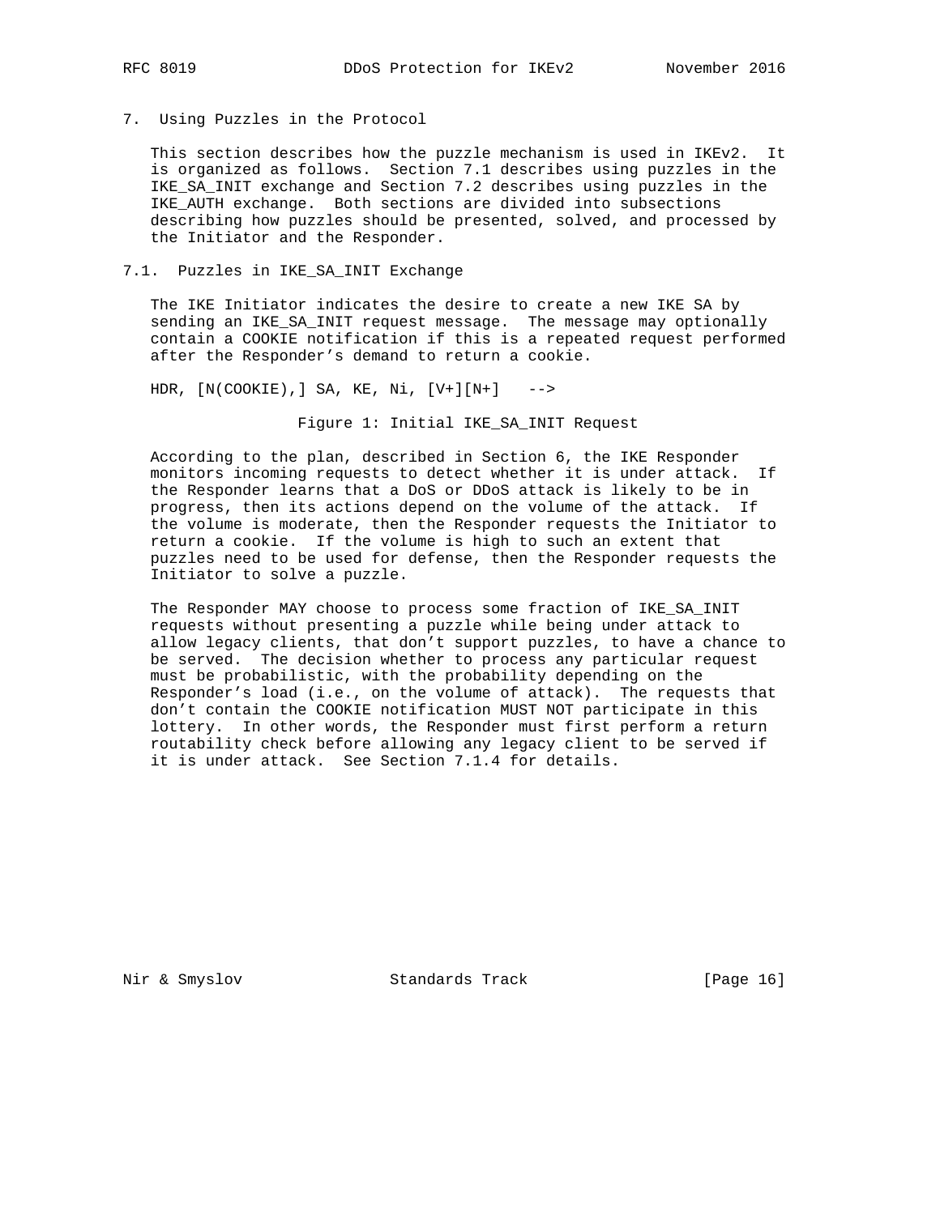# 7. Using Puzzles in the Protocol

This section describes how the puzzle mechanism is used in IKEv2. It is organized as follows. Section 7.1 describes using puzzles in the IKE_SA_INIT exchange and Section 7.2 describes using puzzles in the IKE_AUTH exchange. Both sections are divided into subsections describing how puzzles should be presented, solved, and processed by the Initiator and the Responder.

## 7.1. Puzzles in IKE_SA_INIT Exchange

The IKE Initiator indicates the desire to create a new IKE SA by sending an IKE_SA_INIT request message. The message may optionally contain a COOKIE notification if this is a repeated request performed after the Responder's demand to return a cookie.

```
HDR, [N(COOKIE),] SA, KE, Ni, [V+][N+]   -->
```

Figure 1: Initial IKE_SA_INIT Request

According to the plan, described in Section 6, the IKE Responder monitors incoming requests to detect whether it is under attack. If the Responder learns that a DoS or DDoS attack is likely to be in progress, then its actions depend on the volume of the attack. If the volume is moderate, then the Responder requests the Initiator to return a cookie. If the volume is high to such an extent that puzzles need to be used for defense, then the Responder requests the Initiator to solve a puzzle.

The Responder MAY choose to process some fraction of IKE_SA_INIT requests without presenting a puzzle while being under attack to allow legacy clients, that don't support puzzles, to have a chance to be served. The decision whether to process any particular request must be probabilistic, with the probability depending on the Responder's load (i.e., on the volume of attack). The requests that don't contain the COOKIE notification MUST NOT participate in this lottery. In other words, the Responder must first perform a return routability check before allowing any legacy client to be served if it is under attack. See Section 7.1.4 for details.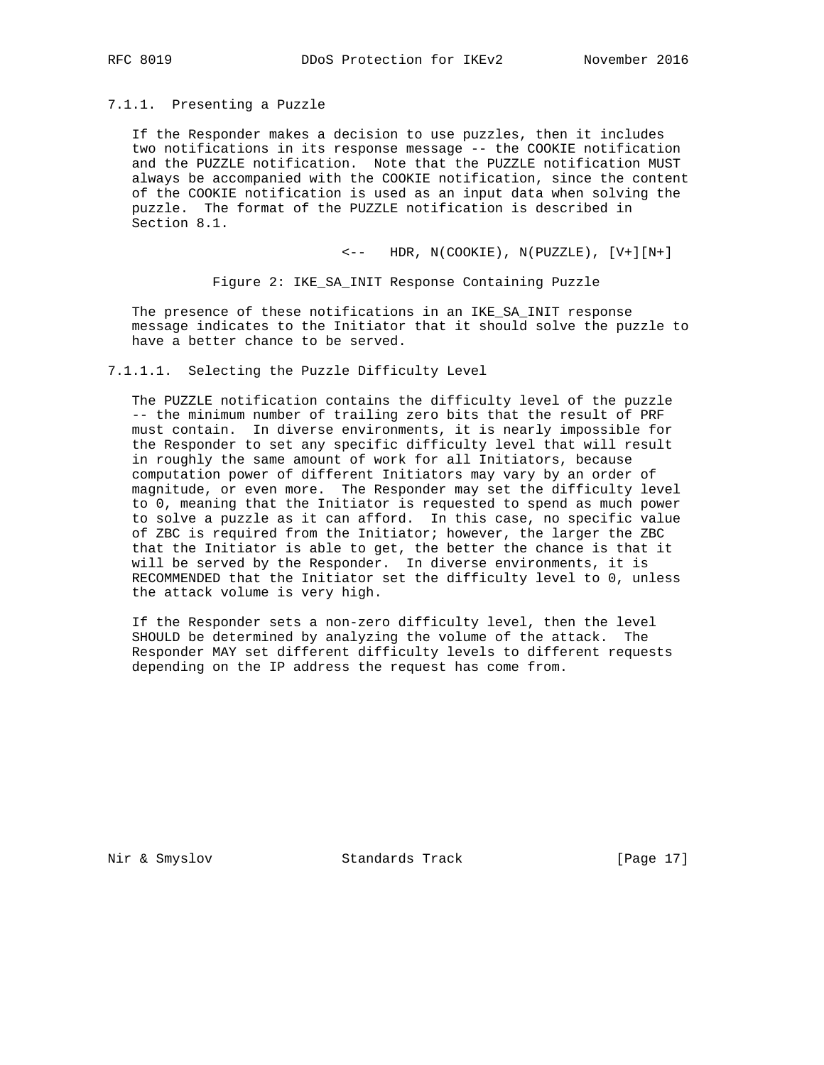#### 7.1.1. Presenting a Puzzle

If the Responder makes a decision to use puzzles, then it includes two notifications in its response message -- the COOKIE notification and the PUZZLE notification. Note that the PUZZLE notification MUST always be accompanied with the COOKIE notification, since the content of the COOKIE notification is used as an input data when solving the puzzle. The format of the PUZZLE notification is described in Section 8.1.

```
                        <--   HDR, N(COOKIE), N(PUZZLE), [V+][N+]
```

Figure 2: IKE_SA_INIT Response Containing Puzzle

The presence of these notifications in an IKE_SA_INIT response message indicates to the Initiator that it should solve the puzzle to have a better chance to be served.

##### 7.1.1.1. Selecting the Puzzle Difficulty Level

The PUZZLE notification contains the difficulty level of the puzzle -- the minimum number of trailing zero bits that the result of PRF must contain. In diverse environments, it is nearly impossible for the Responder to set any specific difficulty level that will result in roughly the same amount of work for all Initiators, because computation power of different Initiators may vary by an order of magnitude, or even more. The Responder may set the difficulty level to 0, meaning that the Initiator is requested to spend as much power to solve a puzzle as it can afford. In this case, no specific value of ZBC is required from the Initiator; however, the larger the ZBC that the Initiator is able to get, the better the chance is that it will be served by the Responder. In diverse environments, it is RECOMMENDED that the Initiator set the difficulty level to 0, unless the attack volume is very high.

If the Responder sets a non-zero difficulty level, then the level SHOULD be determined by analyzing the volume of the attack. The Responder MAY set different difficulty levels to different requests depending on the IP address the request has come from.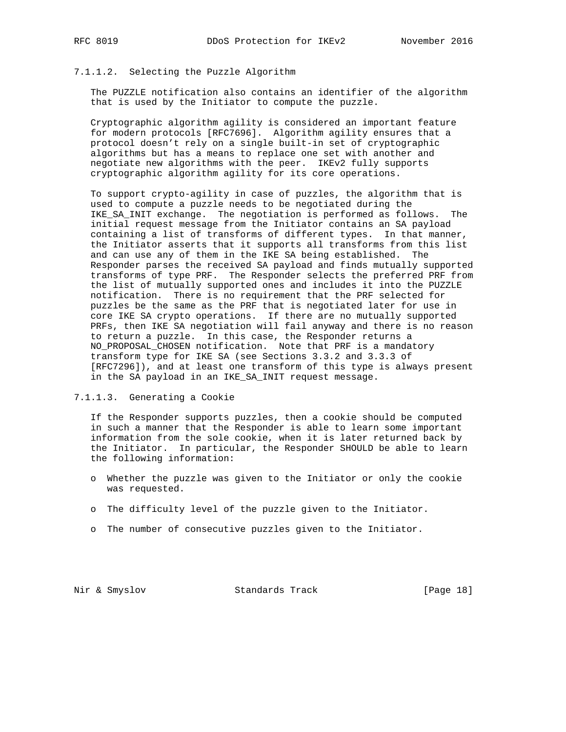#### 7.1.1.2. Selecting the Puzzle Algorithm

The PUZZLE notification also contains an identifier of the algorithm that is used by the Initiator to compute the puzzle.

Cryptographic algorithm agility is considered an important feature for modern protocols [RFC7696]. Algorithm agility ensures that a protocol doesn't rely on a single built-in set of cryptographic algorithms but has a means to replace one set with another and negotiate new algorithms with the peer. IKEv2 fully supports cryptographic algorithm agility for its core operations.

To support crypto-agility in case of puzzles, the algorithm that is used to compute a puzzle needs to be negotiated during the IKE_SA_INIT exchange. The negotiation is performed as follows. The initial request message from the Initiator contains an SA payload containing a list of transforms of different types. In that manner, the Initiator asserts that it supports all transforms from this list and can use any of them in the IKE SA being established. The Responder parses the received SA payload and finds mutually supported transforms of type PRF. The Responder selects the preferred PRF from the list of mutually supported ones and includes it into the PUZZLE notification. There is no requirement that the PRF selected for puzzles be the same as the PRF that is negotiated later for use in core IKE SA crypto operations. If there are no mutually supported PRFs, then IKE SA negotiation will fail anyway and there is no reason to return a puzzle. In this case, the Responder returns a NO_PROPOSAL_CHOSEN notification. Note that PRF is a mandatory transform type for IKE SA (see Sections 3.3.2 and 3.3.3 of [RFC7296]), and at least one transform of this type is always present in the SA payload in an IKE_SA_INIT request message.

#### 7.1.1.3. Generating a Cookie

If the Responder supports puzzles, then a cookie should be computed in such a manner that the Responder is able to learn some important information from the sole cookie, when it is later returned back by the Initiator. In particular, the Responder SHOULD be able to learn the following information:

- Whether the puzzle was given to the Initiator or only the cookie was requested.
- The difficulty level of the puzzle given to the Initiator.
- The number of consecutive puzzles given to the Initiator.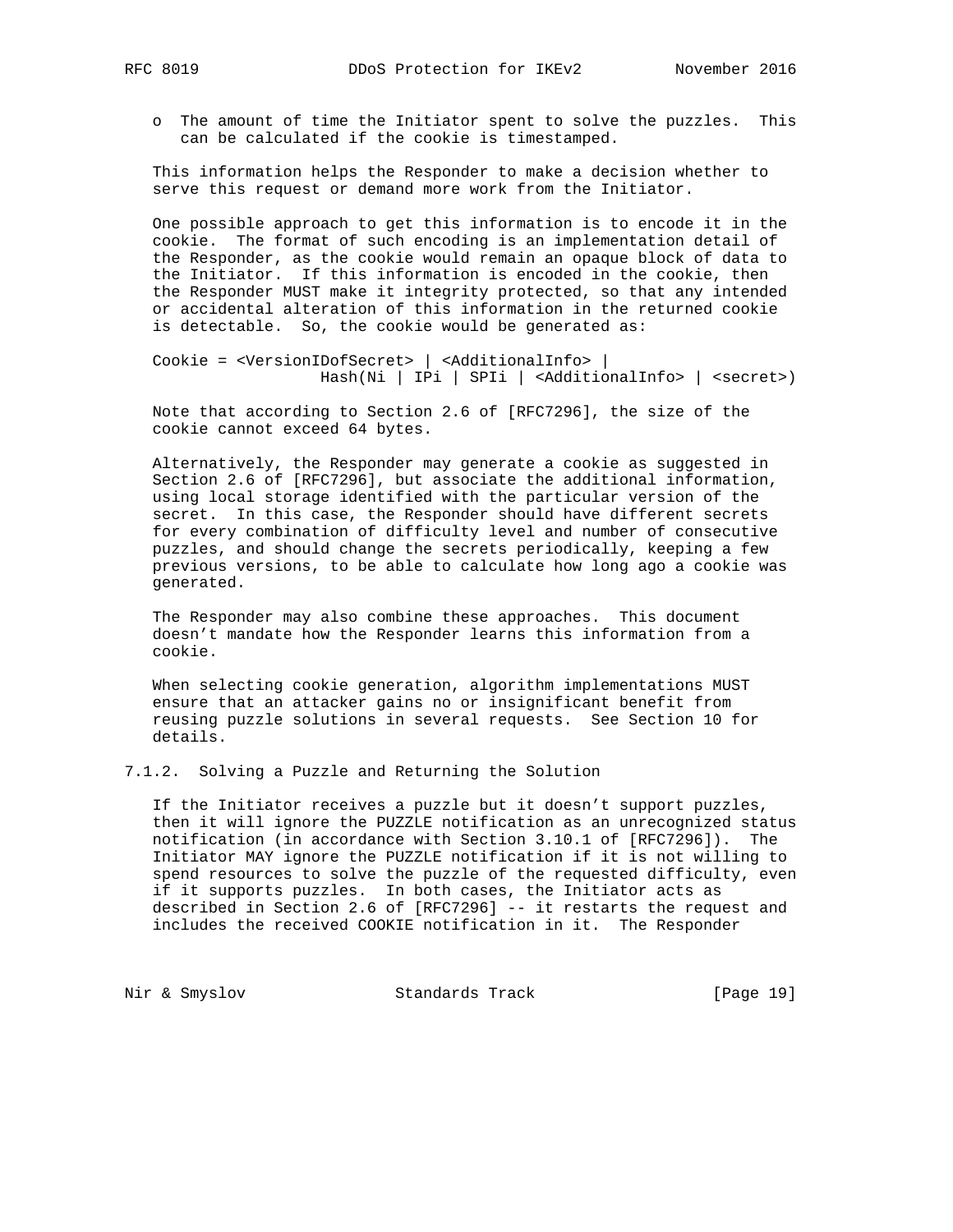- The amount of time the Initiator spent to solve the puzzles. This can be calculated if the cookie is timestamped.

This information helps the Responder to make a decision whether to serve this request or demand more work from the Initiator.

One possible approach to get this information is to encode it in the cookie. The format of such encoding is an implementation detail of the Responder, as the cookie would remain an opaque block of data to the Initiator. If this information is encoded in the cookie, then the Responder MUST make it integrity protected, so that any intended or accidental alteration of this information in the returned cookie is detectable. So, the cookie would be generated as:

```
Cookie = <VersionIDofSecret> | <AdditionalInfo> |
                  Hash(Ni | IPi | SPIi | <AdditionalInfo> | <secret>)
```

Note that according to Section 2.6 of [RFC7296], the size of the cookie cannot exceed 64 bytes.

Alternatively, the Responder may generate a cookie as suggested in Section 2.6 of [RFC7296], but associate the additional information, using local storage identified with the particular version of the secret. In this case, the Responder should have different secrets for every combination of difficulty level and number of consecutive puzzles, and should change the secrets periodically, keeping a few previous versions, to be able to calculate how long ago a cookie was generated.

The Responder may also combine these approaches. This document doesn't mandate how the Responder learns this information from a cookie.

When selecting cookie generation, algorithm implementations MUST ensure that an attacker gains no or insignificant benefit from reusing puzzle solutions in several requests. See Section 10 for details.

#### 7.1.2. Solving a Puzzle and Returning the Solution

If the Initiator receives a puzzle but it doesn't support puzzles, then it will ignore the PUZZLE notification as an unrecognized status notification (in accordance with Section 3.10.1 of [RFC7296]). The Initiator MAY ignore the PUZZLE notification if it is not willing to spend resources to solve the puzzle of the requested difficulty, even if it supports puzzles. In both cases, the Initiator acts as described in Section 2.6 of [RFC7296] -- it restarts the request and includes the received COOKIE notification in it. The Responder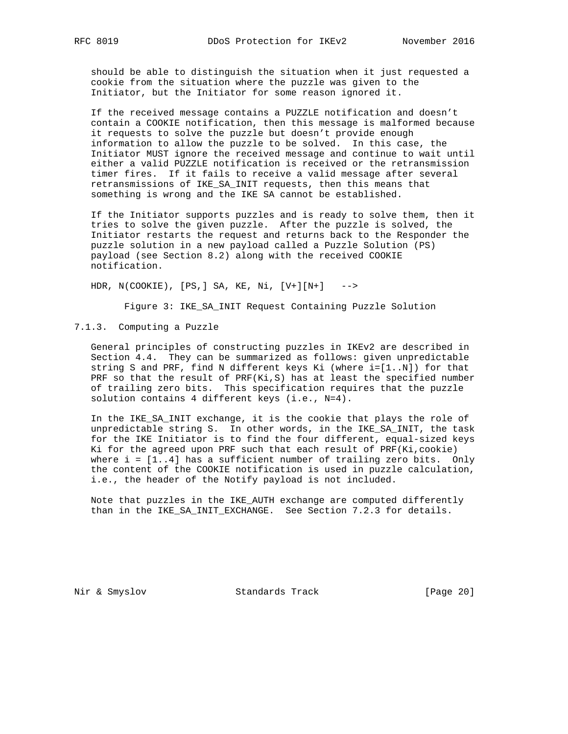should be able to distinguish the situation when it just requested a cookie from the situation where the puzzle was given to the Initiator, but the Initiator for some reason ignored it.

If the received message contains a PUZZLE notification and doesn't contain a COOKIE notification, then this message is malformed because it requests to solve the puzzle but doesn't provide enough information to allow the puzzle to be solved. In this case, the Initiator MUST ignore the received message and continue to wait until either a valid PUZZLE notification is received or the retransmission timer fires. If it fails to receive a valid message after several retransmissions of IKE_SA_INIT requests, then this means that something is wrong and the IKE SA cannot be established.

If the Initiator supports puzzles and is ready to solve them, then it tries to solve the given puzzle. After the puzzle is solved, the Initiator restarts the request and returns back to the Responder the puzzle solution in a new payload called a Puzzle Solution (PS) payload (see Section 8.2) along with the received COOKIE notification.

```
HDR, N(COOKIE), [PS,] SA, KE, Ni, [V+][N+]   -->
```

Figure 3: IKE_SA_INIT Request Containing Puzzle Solution

### 7.1.3. Computing a Puzzle

General principles of constructing puzzles in IKEv2 are described in Section 4.4. They can be summarized as follows: given unpredictable string S and PRF, find N different keys Ki (where i=[1..N]) for that PRF so that the result of PRF(Ki,S) has at least the specified number of trailing zero bits. This specification requires that the puzzle solution contains 4 different keys (i.e., N=4).

In the IKE_SA_INIT exchange, it is the cookie that plays the role of unpredictable string S. In other words, in the IKE_SA_INIT, the task for the IKE Initiator is to find the four different, equal-sized keys Ki for the agreed upon PRF such that each result of PRF(Ki,cookie) where i = [1..4] has a sufficient number of trailing zero bits. Only the content of the COOKIE notification is used in puzzle calculation, i.e., the header of the Notify payload is not included.

Note that puzzles in the IKE_AUTH exchange are computed differently than in the IKE_SA_INIT_EXCHANGE. See Section 7.2.3 for details.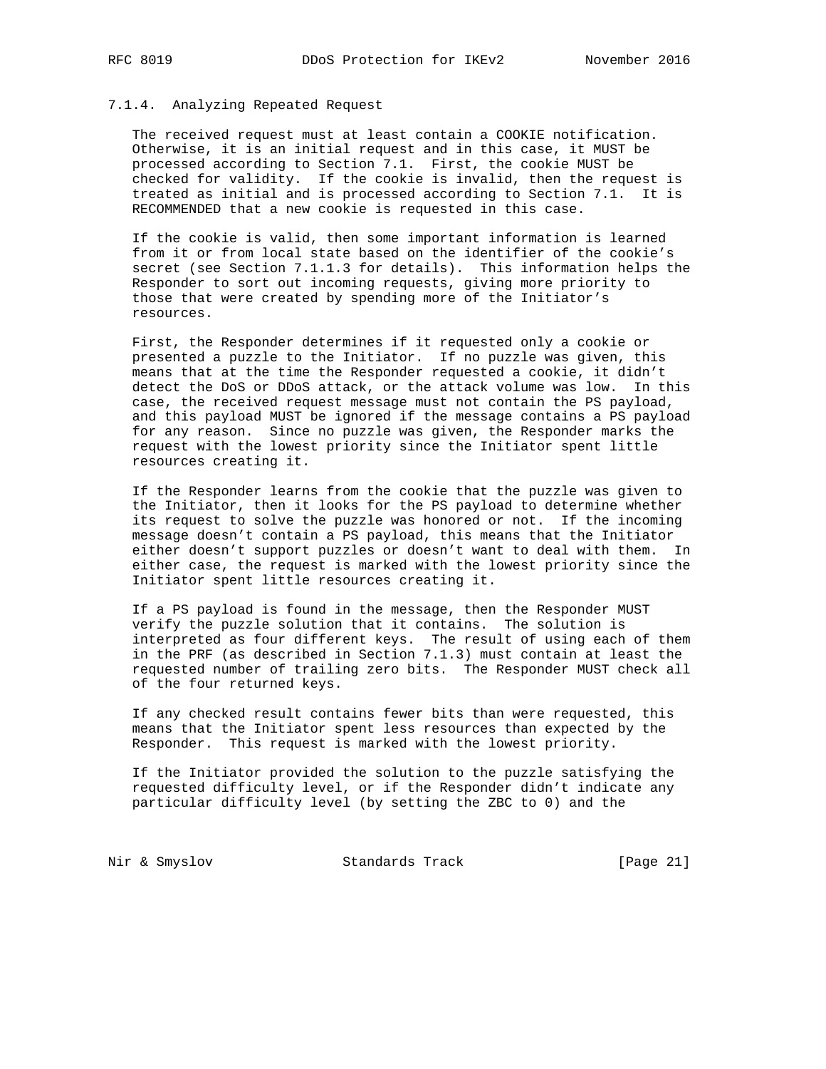### 7.1.4. Analyzing Repeated Request

The received request must at least contain a COOKIE notification. Otherwise, it is an initial request and in this case, it MUST be processed according to Section 7.1. First, the cookie MUST be checked for validity. If the cookie is invalid, then the request is treated as initial and is processed according to Section 7.1. It is RECOMMENDED that a new cookie is requested in this case.

If the cookie is valid, then some important information is learned from it or from local state based on the identifier of the cookie's secret (see Section 7.1.1.3 for details). This information helps the Responder to sort out incoming requests, giving more priority to those that were created by spending more of the Initiator's resources.

First, the Responder determines if it requested only a cookie or presented a puzzle to the Initiator. If no puzzle was given, this means that at the time the Responder requested a cookie, it didn't detect the DoS or DDoS attack, or the attack volume was low. In this case, the received request message must not contain the PS payload, and this payload MUST be ignored if the message contains a PS payload for any reason. Since no puzzle was given, the Responder marks the request with the lowest priority since the Initiator spent little resources creating it.

If the Responder learns from the cookie that the puzzle was given to the Initiator, then it looks for the PS payload to determine whether its request to solve the puzzle was honored or not. If the incoming message doesn't contain a PS payload, this means that the Initiator either doesn't support puzzles or doesn't want to deal with them. In either case, the request is marked with the lowest priority since the Initiator spent little resources creating it.

If a PS payload is found in the message, then the Responder MUST verify the puzzle solution that it contains. The solution is interpreted as four different keys. The result of using each of them in the PRF (as described in Section 7.1.3) must contain at least the requested number of trailing zero bits. The Responder MUST check all of the four returned keys.

If any checked result contains fewer bits than were requested, this means that the Initiator spent less resources than expected by the Responder. This request is marked with the lowest priority.

If the Initiator provided the solution to the puzzle satisfying the requested difficulty level, or if the Responder didn't indicate any particular difficulty level (by setting the ZBC to 0) and the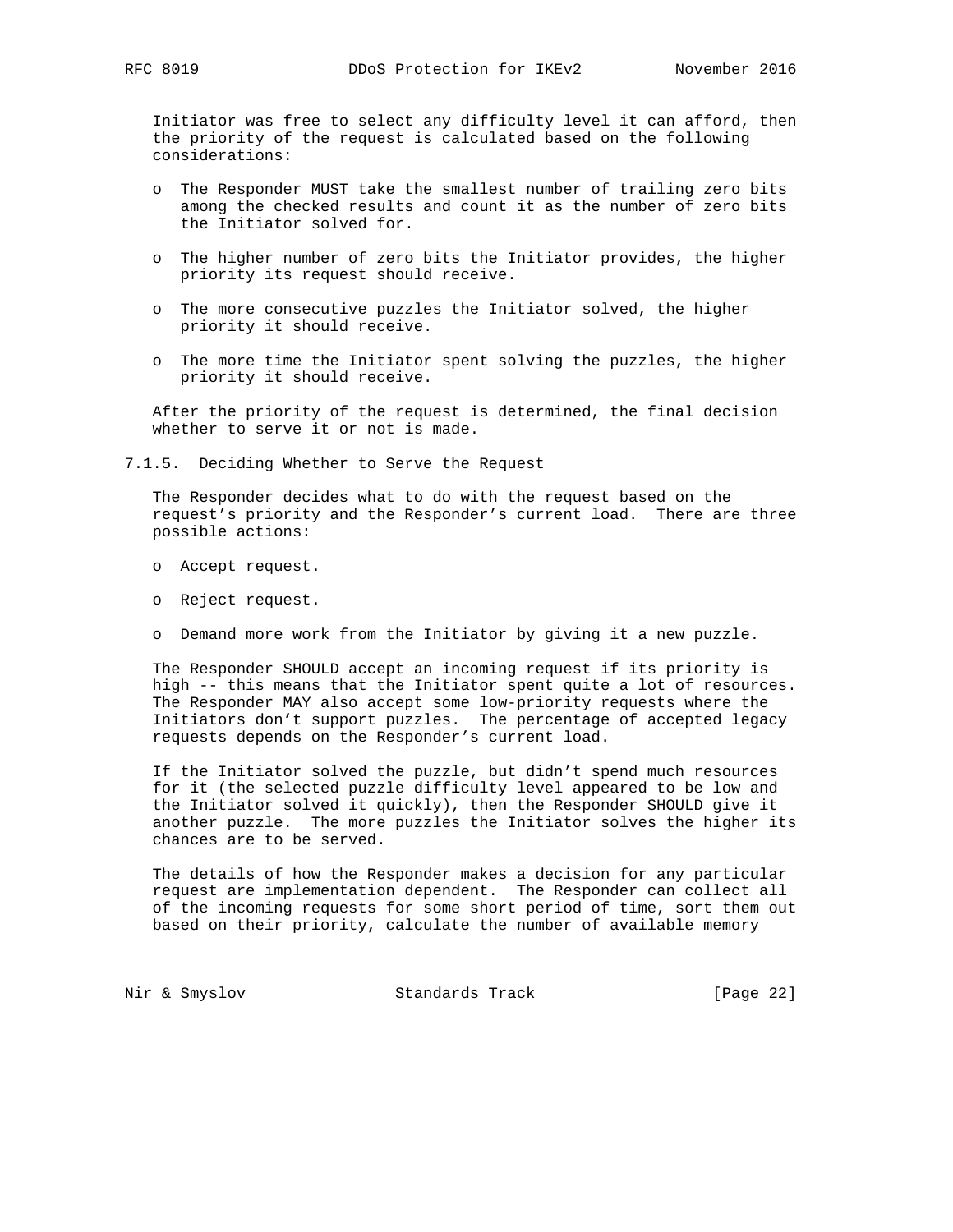Initiator was free to select any difficulty level it can afford, then the priority of the request is calculated based on the following considerations:

- The Responder MUST take the smallest number of trailing zero bits among the checked results and count it as the number of zero bits the Initiator solved for.
- The higher number of zero bits the Initiator provides, the higher priority its request should receive.
- The more consecutive puzzles the Initiator solved, the higher priority it should receive.
- The more time the Initiator spent solving the puzzles, the higher priority it should receive.

After the priority of the request is determined, the final decision whether to serve it or not is made.

### 7.1.5. Deciding Whether to Serve the Request

The Responder decides what to do with the request based on the request's priority and the Responder's current load. There are three possible actions:

- Accept request.
- Reject request.
- Demand more work from the Initiator by giving it a new puzzle.

The Responder SHOULD accept an incoming request if its priority is high -- this means that the Initiator spent quite a lot of resources. The Responder MAY also accept some low-priority requests where the Initiators don't support puzzles. The percentage of accepted legacy requests depends on the Responder's current load.

If the Initiator solved the puzzle, but didn't spend much resources for it (the selected puzzle difficulty level appeared to be low and the Initiator solved it quickly), then the Responder SHOULD give it another puzzle. The more puzzles the Initiator solves the higher its chances are to be served.

The details of how the Responder makes a decision for any particular request are implementation dependent. The Responder can collect all of the incoming requests for some short period of time, sort them out based on their priority, calculate the number of available memory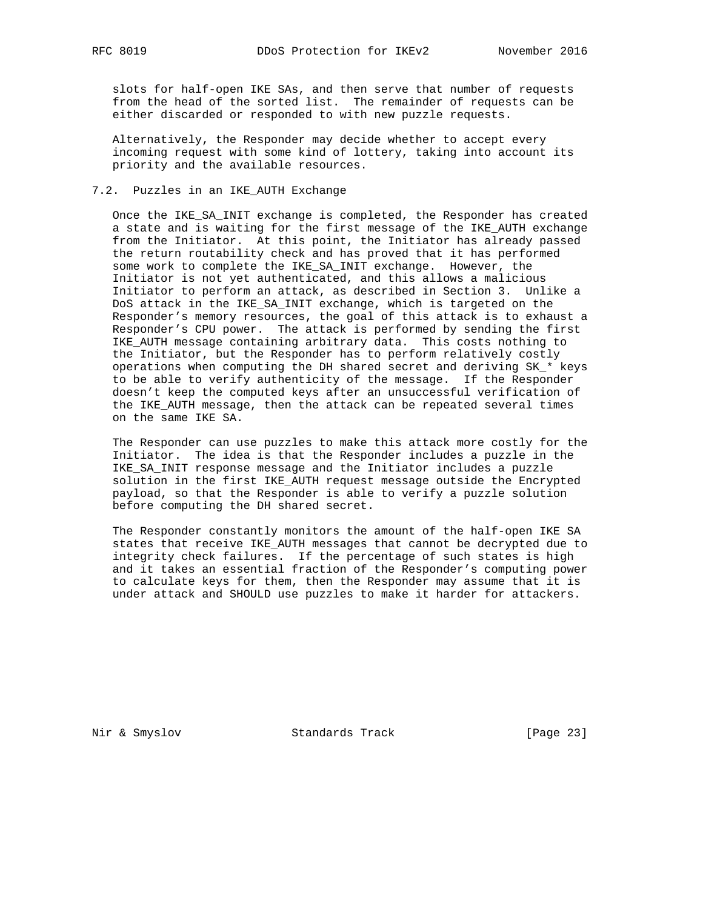slots for half-open IKE SAs, and then serve that number of requests from the head of the sorted list. The remainder of requests can be either discarded or responded to with new puzzle requests.

Alternatively, the Responder may decide whether to accept every incoming request with some kind of lottery, taking into account its priority and the available resources.

### 7.2. Puzzles in an IKE_AUTH Exchange

Once the IKE_SA_INIT exchange is completed, the Responder has created a state and is waiting for the first message of the IKE_AUTH exchange from the Initiator. At this point, the Initiator has already passed the return routability check and has proved that it has performed some work to complete the IKE_SA_INIT exchange. However, the Initiator is not yet authenticated, and this allows a malicious Initiator to perform an attack, as described in Section 3. Unlike a DoS attack in the IKE_SA_INIT exchange, which is targeted on the Responder's memory resources, the goal of this attack is to exhaust a Responder's CPU power. The attack is performed by sending the first IKE_AUTH message containing arbitrary data. This costs nothing to the Initiator, but the Responder has to perform relatively costly operations when computing the DH shared secret and deriving SK_* keys to be able to verify authenticity of the message. If the Responder doesn't keep the computed keys after an unsuccessful verification of the IKE_AUTH message, then the attack can be repeated several times on the same IKE SA.

The Responder can use puzzles to make this attack more costly for the Initiator. The idea is that the Responder includes a puzzle in the IKE_SA_INIT response message and the Initiator includes a puzzle solution in the first IKE_AUTH request message outside the Encrypted payload, so that the Responder is able to verify a puzzle solution before computing the DH shared secret.

The Responder constantly monitors the amount of the half-open IKE SA states that receive IKE_AUTH messages that cannot be decrypted due to integrity check failures. If the percentage of such states is high and it takes an essential fraction of the Responder's computing power to calculate keys for them, then the Responder may assume that it is under attack and SHOULD use puzzles to make it harder for attackers.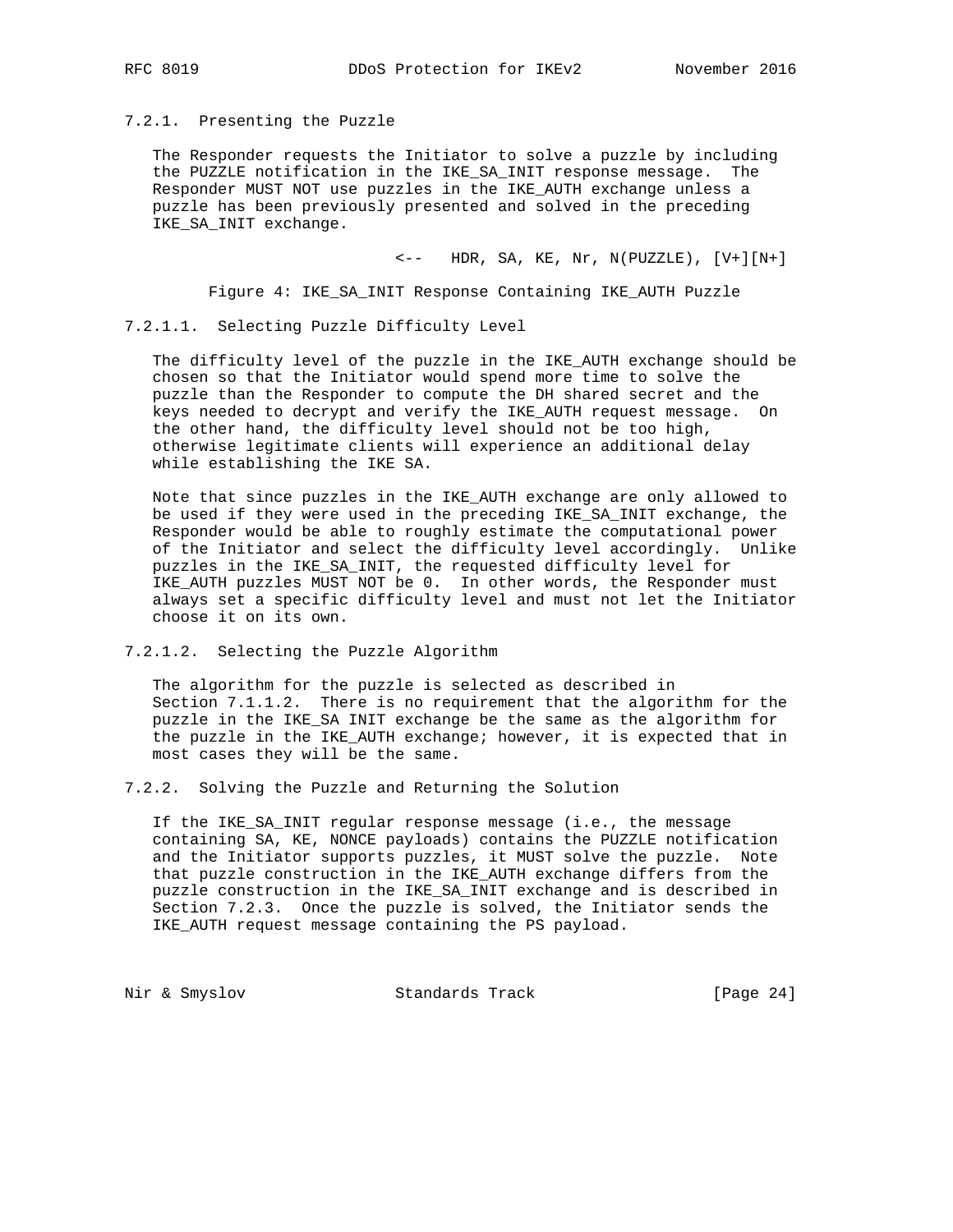### 7.2.1. Presenting the Puzzle

The Responder requests the Initiator to solve a puzzle by including the PUZZLE notification in the IKE_SA_INIT response message. The Responder MUST NOT use puzzles in the IKE_AUTH exchange unless a puzzle has been previously presented and solved in the preceding IKE_SA_INIT exchange.

```
                         <--   HDR, SA, KE, Nr, N(PUZZLE), [V+][N+]
```

Figure 4: IKE_SA_INIT Response Containing IKE_AUTH Puzzle

#### 7.2.1.1. Selecting Puzzle Difficulty Level

The difficulty level of the puzzle in the IKE_AUTH exchange should be chosen so that the Initiator would spend more time to solve the puzzle than the Responder to compute the DH shared secret and the keys needed to decrypt and verify the IKE_AUTH request message. On the other hand, the difficulty level should not be too high, otherwise legitimate clients will experience an additional delay while establishing the IKE SA.

Note that since puzzles in the IKE_AUTH exchange are only allowed to be used if they were used in the preceding IKE_SA_INIT exchange, the Responder would be able to roughly estimate the computational power of the Initiator and select the difficulty level accordingly. Unlike puzzles in the IKE_SA_INIT, the requested difficulty level for IKE_AUTH puzzles MUST NOT be 0. In other words, the Responder must always set a specific difficulty level and must not let the Initiator choose it on its own.

#### 7.2.1.2. Selecting the Puzzle Algorithm

The algorithm for the puzzle is selected as described in Section 7.1.1.2. There is no requirement that the algorithm for the puzzle in the IKE_SA INIT exchange be the same as the algorithm for the puzzle in the IKE_AUTH exchange; however, it is expected that in most cases they will be the same.

### 7.2.2. Solving the Puzzle and Returning the Solution

If the IKE_SA_INIT regular response message (i.e., the message containing SA, KE, NONCE payloads) contains the PUZZLE notification and the Initiator supports puzzles, it MUST solve the puzzle. Note that puzzle construction in the IKE_AUTH exchange differs from the puzzle construction in the IKE_SA_INIT exchange and is described in Section 7.2.3. Once the puzzle is solved, the Initiator sends the IKE_AUTH request message containing the PS payload.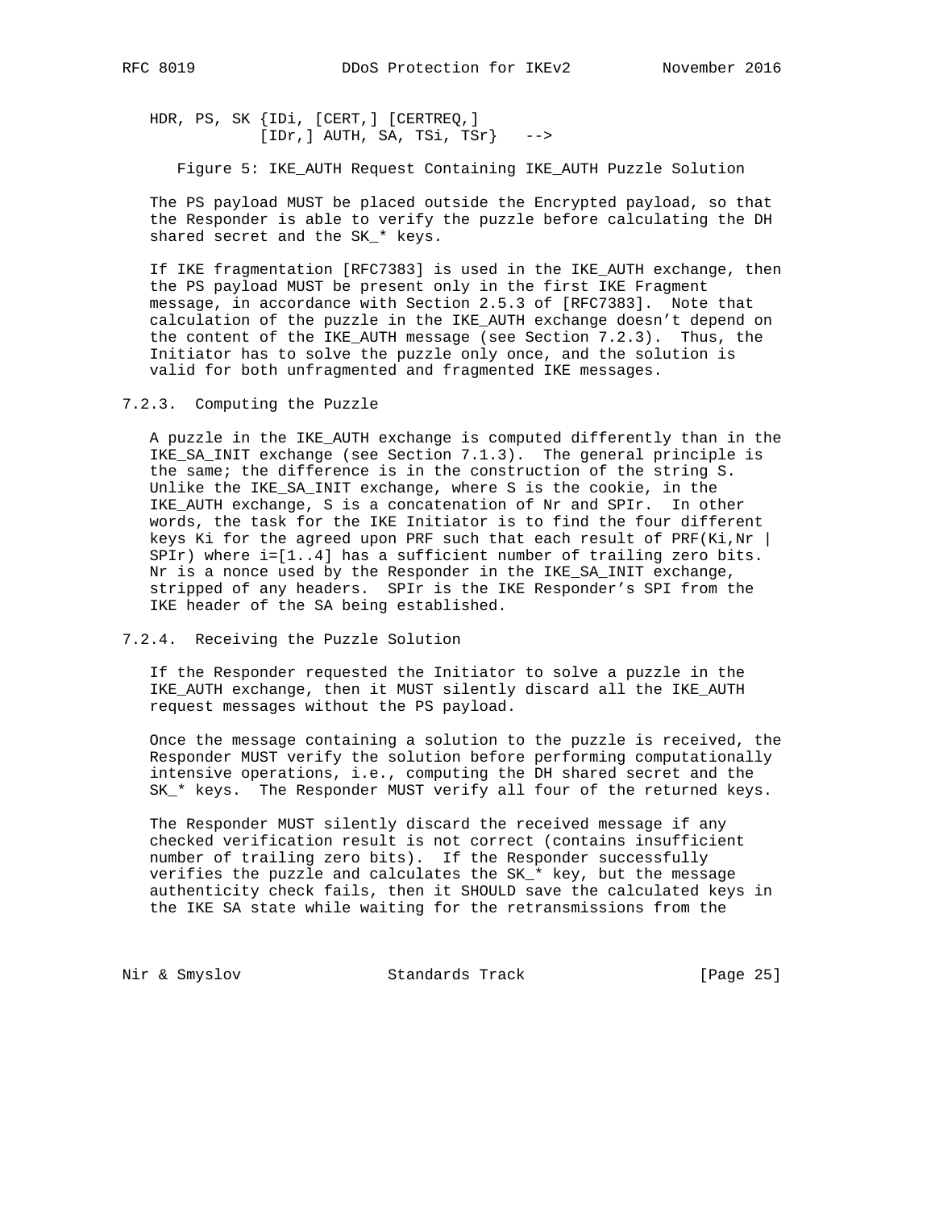```
   HDR, PS, SK {IDi, [CERT,] [CERTREQ,]
             [IDr,] AUTH, SA, TSi, TSr}   -->
```

Figure 5: IKE_AUTH Request Containing IKE_AUTH Puzzle Solution

The PS payload MUST be placed outside the Encrypted payload, so that the Responder is able to verify the puzzle before calculating the DH shared secret and the SK_* keys.

If IKE fragmentation [RFC7383] is used in the IKE_AUTH exchange, then the PS payload MUST be present only in the first IKE Fragment message, in accordance with Section 2.5.3 of [RFC7383]. Note that calculation of the puzzle in the IKE_AUTH exchange doesn't depend on the content of the IKE_AUTH message (see Section 7.2.3). Thus, the Initiator has to solve the puzzle only once, and the solution is valid for both unfragmented and fragmented IKE messages.

### 7.2.3. Computing the Puzzle

A puzzle in the IKE_AUTH exchange is computed differently than in the IKE_SA_INIT exchange (see Section 7.1.3). The general principle is the same; the difference is in the construction of the string S. Unlike the IKE_SA_INIT exchange, where S is the cookie, in the IKE_AUTH exchange, S is a concatenation of Nr and SPIr. In other words, the task for the IKE Initiator is to find the four different keys Ki for the agreed upon PRF such that each result of PRF(Ki,Nr | SPIr) where i=[1..4] has a sufficient number of trailing zero bits. Nr is a nonce used by the Responder in the IKE_SA_INIT exchange, stripped of any headers. SPIr is the IKE Responder's SPI from the IKE header of the SA being established.

### 7.2.4. Receiving the Puzzle Solution

If the Responder requested the Initiator to solve a puzzle in the IKE_AUTH exchange, then it MUST silently discard all the IKE_AUTH request messages without the PS payload.

Once the message containing a solution to the puzzle is received, the Responder MUST verify the solution before performing computationally intensive operations, i.e., computing the DH shared secret and the SK_* keys. The Responder MUST verify all four of the returned keys.

The Responder MUST silently discard the received message if any checked verification result is not correct (contains insufficient number of trailing zero bits). If the Responder successfully verifies the puzzle and calculates the SK_* key, but the message authenticity check fails, then it SHOULD save the calculated keys in the IKE SA state while waiting for the retransmissions from the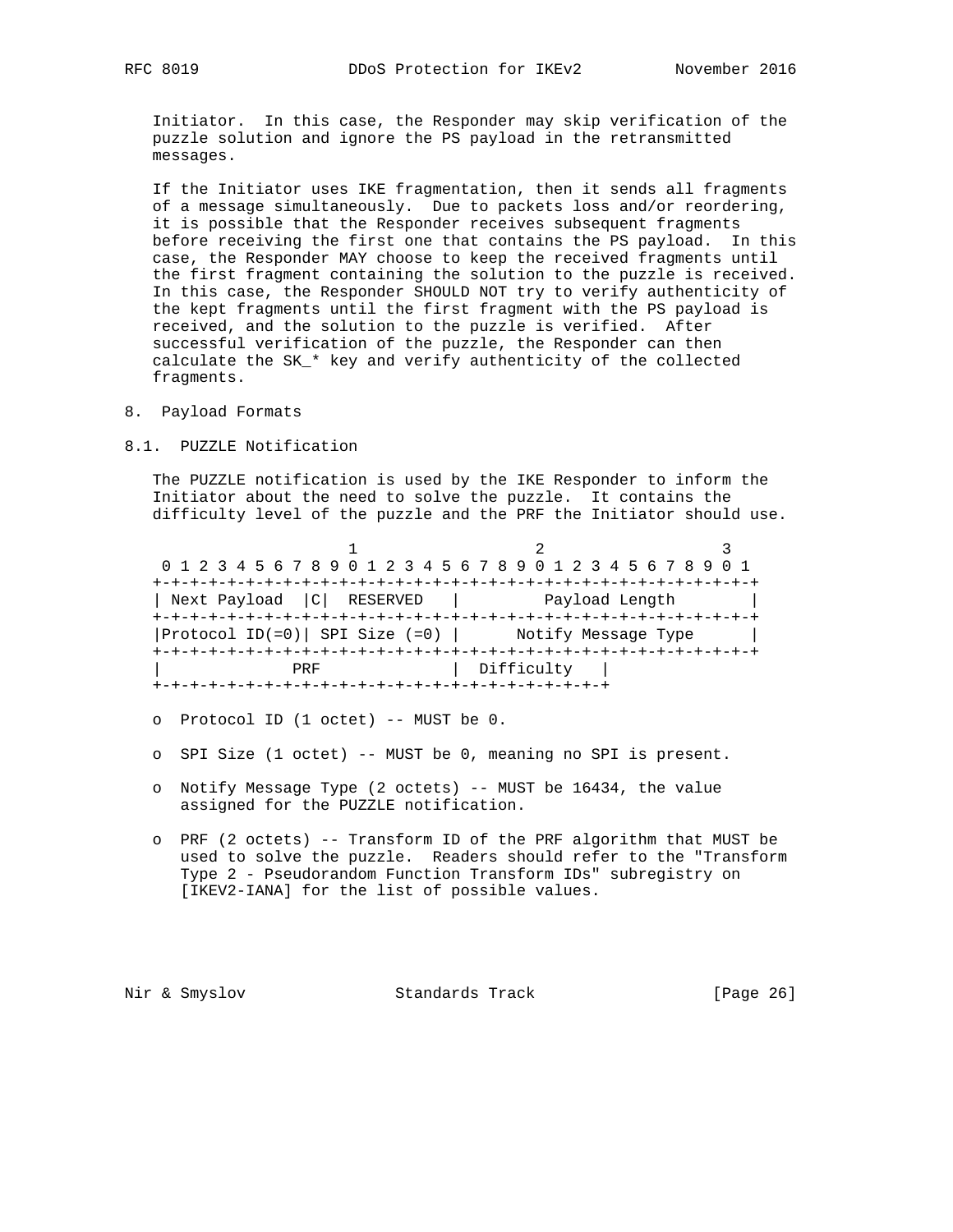Initiator. In this case, the Responder may skip verification of the puzzle solution and ignore the PS payload in the retransmitted messages.

If the Initiator uses IKE fragmentation, then it sends all fragments of a message simultaneously. Due to packets loss and/or reordering, it is possible that the Responder receives subsequent fragments before receiving the first one that contains the PS payload. In this case, the Responder MAY choose to keep the received fragments until the first fragment containing the solution to the puzzle is received. In this case, the Responder SHOULD NOT try to verify authenticity of the kept fragments until the first fragment with the PS payload is received, and the solution to the puzzle is verified. After successful verification of the puzzle, the Responder can then calculate the SK_* key and verify authenticity of the collected fragments.

## 8. Payload Formats

### 8.1. PUZZLE Notification

The PUZZLE notification is used by the IKE Responder to inform the Initiator about the need to solve the puzzle. It contains the difficulty level of the puzzle and the PRF the Initiator should use.

```
                     1                   2                   3
 0 1 2 3 4 5 6 7 8 9 0 1 2 3 4 5 6 7 8 9 0 1 2 3 4 5 6 7 8 9 0 1
+-+-+-+-+-+-+-+-+-+-+-+-+-+-+-+-+-+-+-+-+-+-+-+-+-+-+-+-+-+-+-+-+
| Next Payload  |C|  RESERVED   |         Payload Length        |
+-+-+-+-+-+-+-+-+-+-+-+-+-+-+-+-+-+-+-+-+-+-+-+-+-+-+-+-+-+-+-+-+
|Protocol ID(=0)| SPI Size (=0) |      Notify Message Type      |
+-+-+-+-+-+-+-+-+-+-+-+-+-+-+-+-+-+-+-+-+-+-+-+-+-+-+-+-+-+-+-+-+
|              PRF              |  Difficulty   |
+-+-+-+-+-+-+-+-+-+-+-+-+-+-+-+-+-+-+-+-+-+-+-+-+
```

- Protocol ID (1 octet) -- MUST be 0.
- SPI Size (1 octet) -- MUST be 0, meaning no SPI is present.
- Notify Message Type (2 octets) -- MUST be 16434, the value assigned for the PUZZLE notification.
- PRF (2 octets) -- Transform ID of the PRF algorithm that MUST be used to solve the puzzle. Readers should refer to the "Transform Type 2 - Pseudorandom Function Transform IDs" subregistry on [IKEV2-IANA] for the list of possible values.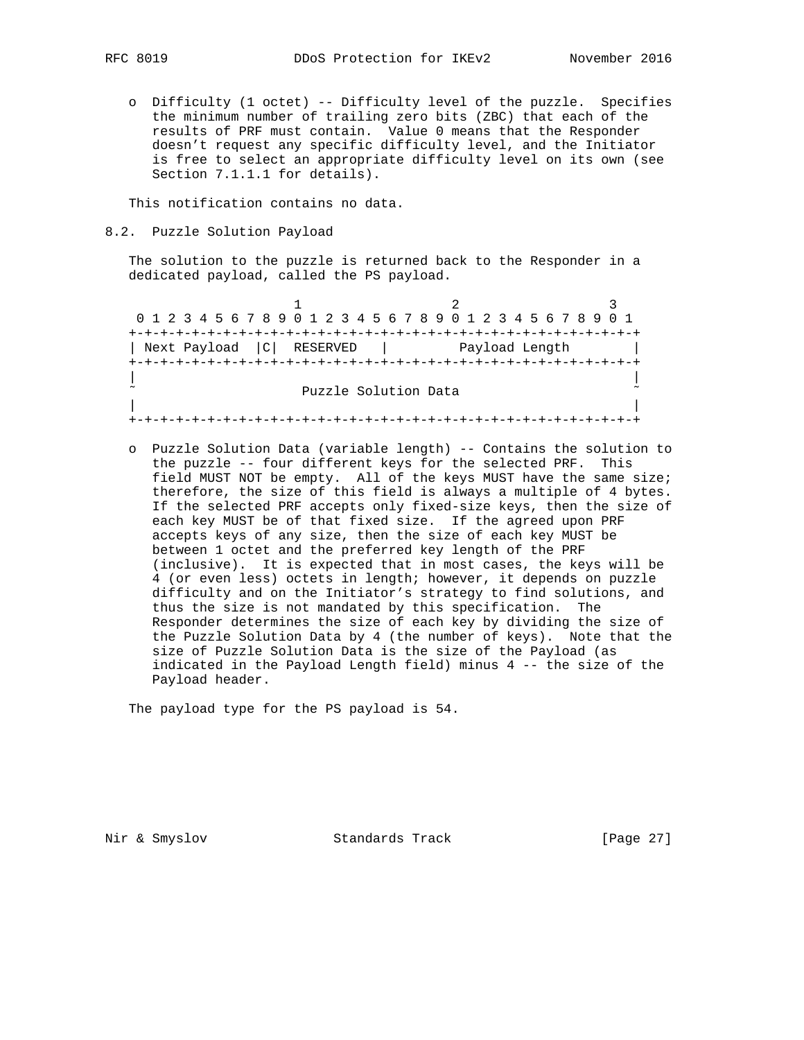o Difficulty (1 octet) -- Difficulty level of the puzzle. Specifies the minimum number of trailing zero bits (ZBC) that each of the results of PRF must contain. Value 0 means that the Responder doesn't request any specific difficulty level, and the Initiator is free to select an appropriate difficulty level on its own (see Section 7.1.1.1 for details).

This notification contains no data.

## 8.2. Puzzle Solution Payload

The solution to the puzzle is returned back to the Responder in a dedicated payload, called the PS payload.

```
                     1                   2                   3
 0 1 2 3 4 5 6 7 8 9 0 1 2 3 4 5 6 7 8 9 0 1 2 3 4 5 6 7 8 9 0 1
+-+-+-+-+-+-+-+-+-+-+-+-+-+-+-+-+-+-+-+-+-+-+-+-+-+-+-+-+-+-+-+-+
| Next Payload  |C|  RESERVED   |         Payload Length        |
+-+-+-+-+-+-+-+-+-+-+-+-+-+-+-+-+-+-+-+-+-+-+-+-+-+-+-+-+-+-+-+-+
|                                                               |
~                     Puzzle Solution Data                      ~
|                                                               |
+-+-+-+-+-+-+-+-+-+-+-+-+-+-+-+-+-+-+-+-+-+-+-+-+-+-+-+-+-+-+-+-+
```

o Puzzle Solution Data (variable length) -- Contains the solution to the puzzle -- four different keys for the selected PRF. This field MUST NOT be empty. All of the keys MUST have the same size; therefore, the size of this field is always a multiple of 4 bytes. If the selected PRF accepts only fixed-size keys, then the size of each key MUST be of that fixed size. If the agreed upon PRF accepts keys of any size, then the size of each key MUST be between 1 octet and the preferred key length of the PRF (inclusive). It is expected that in most cases, the keys will be 4 (or even less) octets in length; however, it depends on puzzle difficulty and on the Initiator's strategy to find solutions, and thus the size is not mandated by this specification. The Responder determines the size of each key by dividing the size of the Puzzle Solution Data by 4 (the number of keys). Note that the size of Puzzle Solution Data is the size of the Payload (as indicated in the Payload Length field) minus 4 -- the size of the Payload header.

The payload type for the PS payload is 54.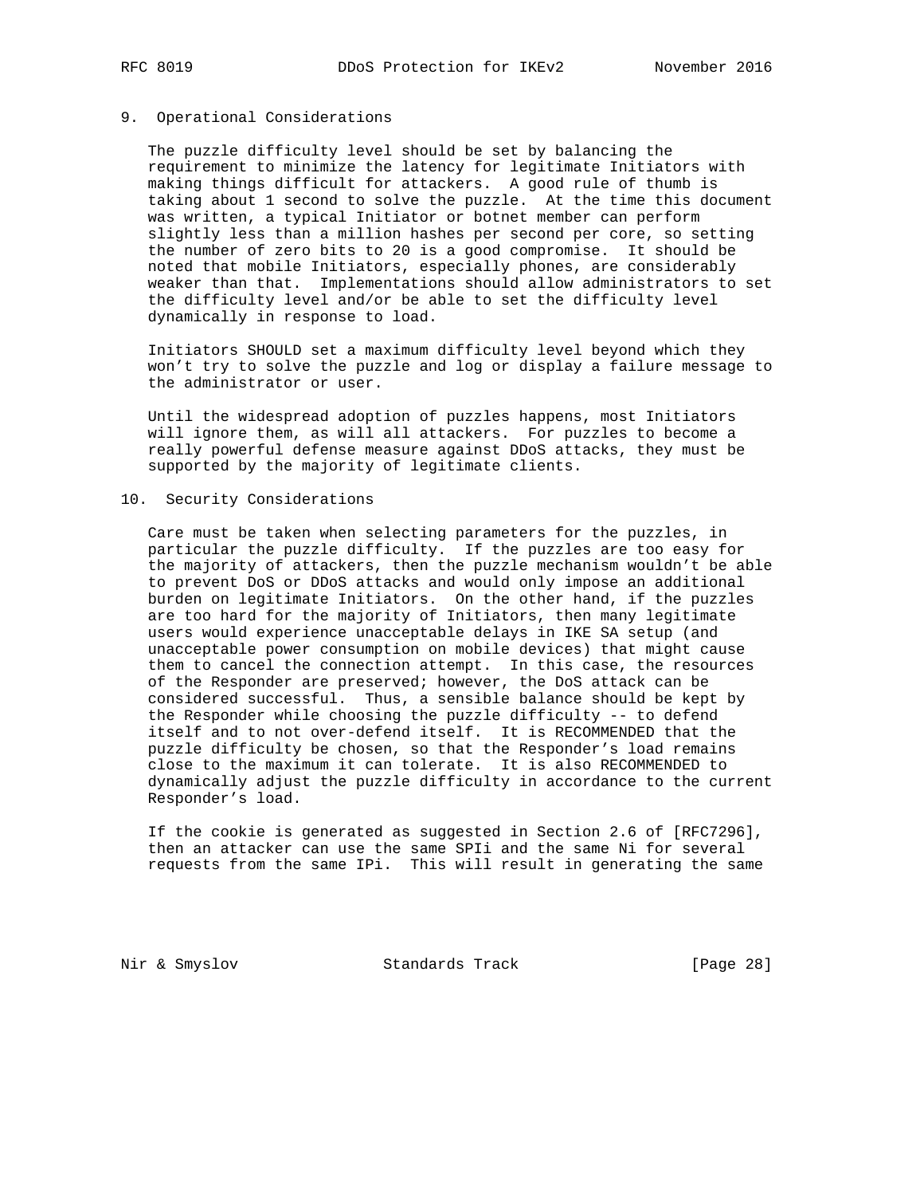## 9. Operational Considerations

The puzzle difficulty level should be set by balancing the requirement to minimize the latency for legitimate Initiators with making things difficult for attackers. A good rule of thumb is taking about 1 second to solve the puzzle. At the time this document was written, a typical Initiator or botnet member can perform slightly less than a million hashes per second per core, so setting the number of zero bits to 20 is a good compromise. It should be noted that mobile Initiators, especially phones, are considerably weaker than that. Implementations should allow administrators to set the difficulty level and/or be able to set the difficulty level dynamically in response to load.

Initiators SHOULD set a maximum difficulty level beyond which they won't try to solve the puzzle and log or display a failure message to the administrator or user.

Until the widespread adoption of puzzles happens, most Initiators will ignore them, as will all attackers. For puzzles to become a really powerful defense measure against DDoS attacks, they must be supported by the majority of legitimate clients.

## 10. Security Considerations

Care must be taken when selecting parameters for the puzzles, in particular the puzzle difficulty. If the puzzles are too easy for the majority of attackers, then the puzzle mechanism wouldn't be able to prevent DoS or DDoS attacks and would only impose an additional burden on legitimate Initiators. On the other hand, if the puzzles are too hard for the majority of Initiators, then many legitimate users would experience unacceptable delays in IKE SA setup (and unacceptable power consumption on mobile devices) that might cause them to cancel the connection attempt. In this case, the resources of the Responder are preserved; however, the DoS attack can be considered successful. Thus, a sensible balance should be kept by the Responder while choosing the puzzle difficulty -- to defend itself and to not over-defend itself. It is RECOMMENDED that the puzzle difficulty be chosen, so that the Responder's load remains close to the maximum it can tolerate. It is also RECOMMENDED to dynamically adjust the puzzle difficulty in accordance to the current Responder's load.

If the cookie is generated as suggested in Section 2.6 of [RFC7296], then an attacker can use the same SPIi and the same Ni for several requests from the same IPi. This will result in generating the same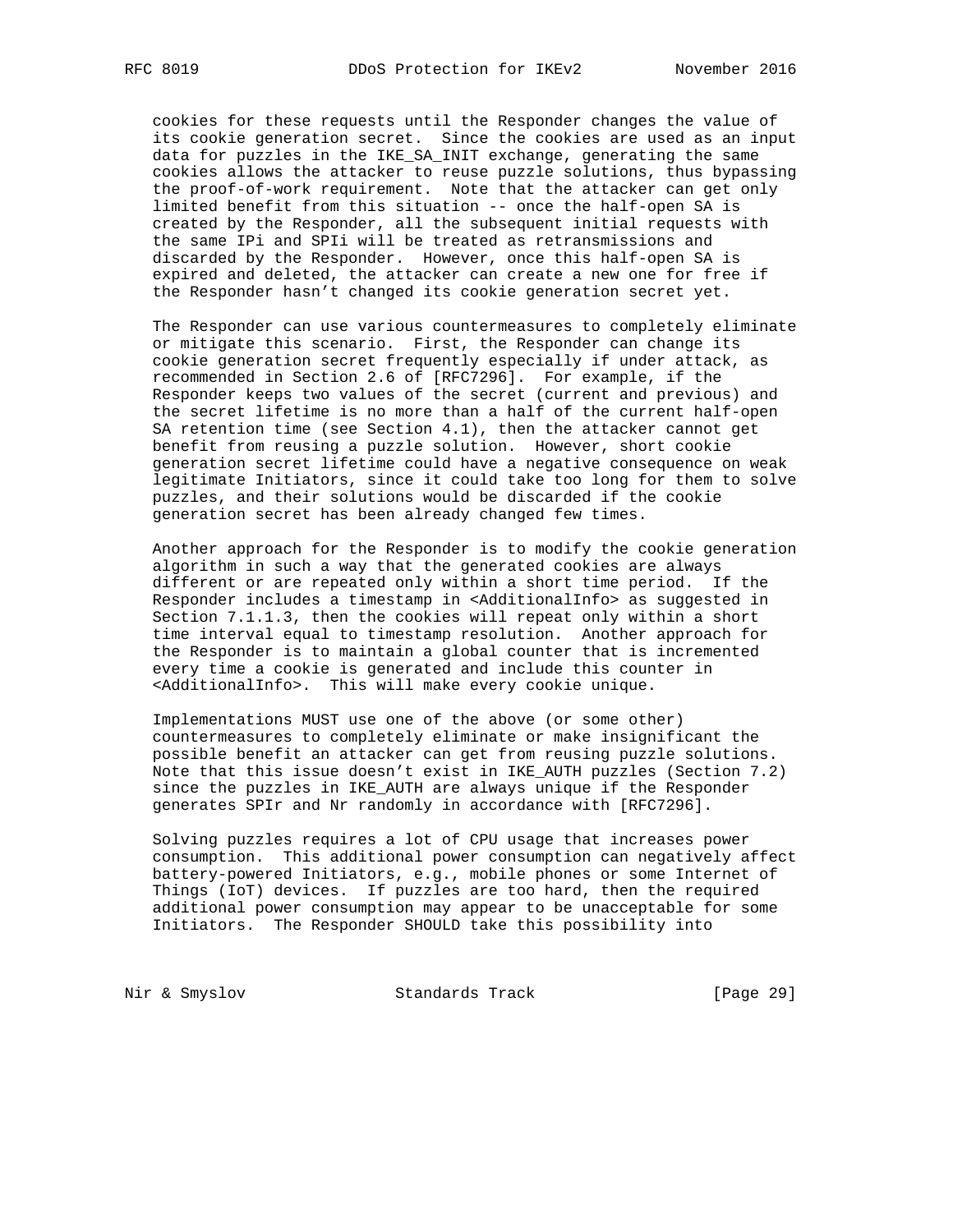cookies for these requests until the Responder changes the value of its cookie generation secret. Since the cookies are used as an input data for puzzles in the IKE_SA_INIT exchange, generating the same cookies allows the attacker to reuse puzzle solutions, thus bypassing the proof-of-work requirement. Note that the attacker can get only limited benefit from this situation -- once the half-open SA is created by the Responder, all the subsequent initial requests with the same IPi and SPIi will be treated as retransmissions and discarded by the Responder. However, once this half-open SA is expired and deleted, the attacker can create a new one for free if the Responder hasn't changed its cookie generation secret yet.

The Responder can use various countermeasures to completely eliminate or mitigate this scenario. First, the Responder can change its cookie generation secret frequently especially if under attack, as recommended in Section 2.6 of [RFC7296]. For example, if the Responder keeps two values of the secret (current and previous) and the secret lifetime is no more than a half of the current half-open SA retention time (see Section 4.1), then the attacker cannot get benefit from reusing a puzzle solution. However, short cookie generation secret lifetime could have a negative consequence on weak legitimate Initiators, since it could take too long for them to solve puzzles, and their solutions would be discarded if the cookie generation secret has been already changed few times.

Another approach for the Responder is to modify the cookie generation algorithm in such a way that the generated cookies are always different or are repeated only within a short time period. If the Responder includes a timestamp in <AdditionalInfo> as suggested in Section 7.1.1.3, then the cookies will repeat only within a short time interval equal to timestamp resolution. Another approach for the Responder is to maintain a global counter that is incremented every time a cookie is generated and include this counter in <AdditionalInfo>. This will make every cookie unique.

Implementations MUST use one of the above (or some other) countermeasures to completely eliminate or make insignificant the possible benefit an attacker can get from reusing puzzle solutions. Note that this issue doesn't exist in IKE_AUTH puzzles (Section 7.2) since the puzzles in IKE_AUTH are always unique if the Responder generates SPIr and Nr randomly in accordance with [RFC7296].

Solving puzzles requires a lot of CPU usage that increases power consumption. This additional power consumption can negatively affect battery-powered Initiators, e.g., mobile phones or some Internet of Things (IoT) devices. If puzzles are too hard, then the required additional power consumption may appear to be unacceptable for some Initiators. The Responder SHOULD take this possibility into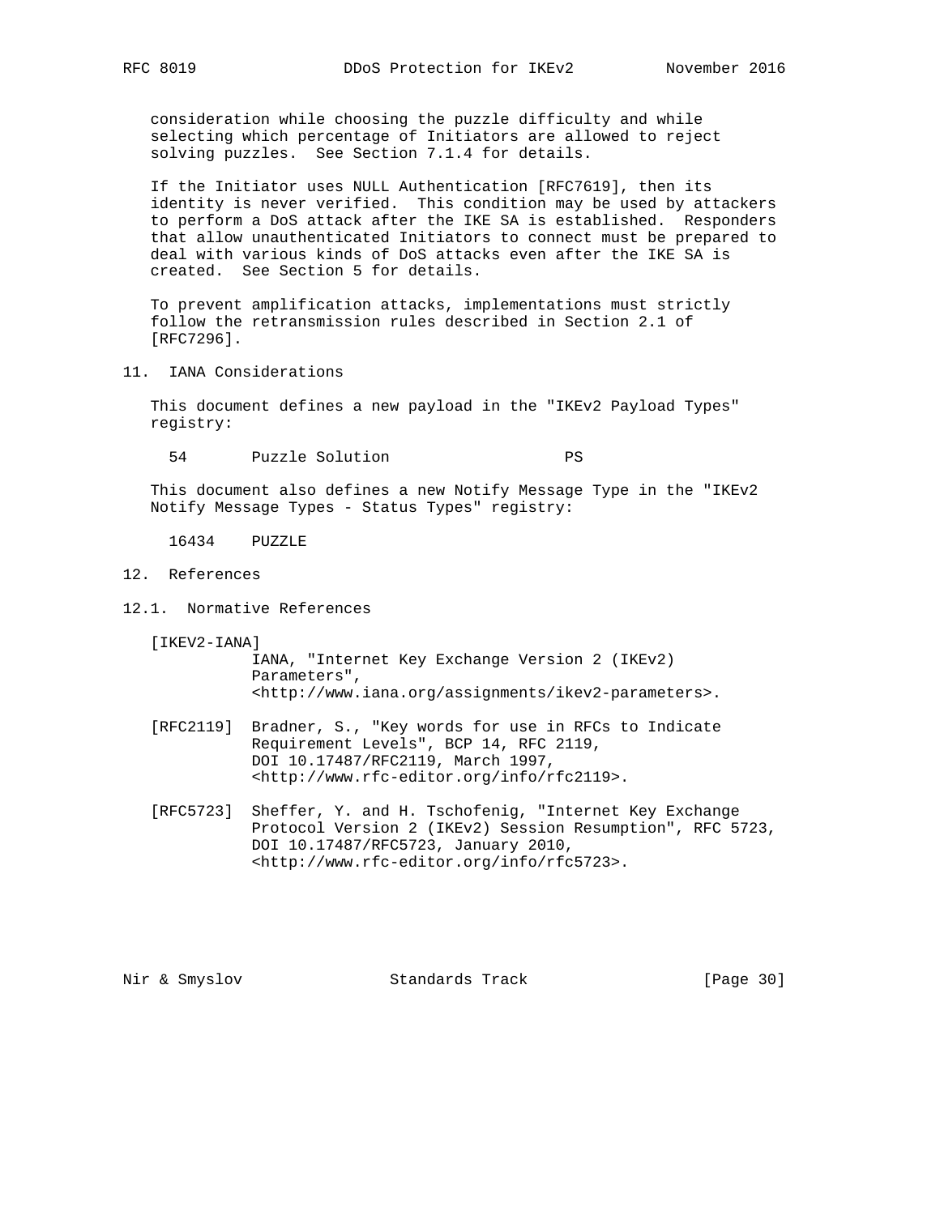consideration while choosing the puzzle difficulty and while selecting which percentage of Initiators are allowed to reject solving puzzles. See Section 7.1.4 for details.

If the Initiator uses NULL Authentication [RFC7619], then its identity is never verified. This condition may be used by attackers to perform a DoS attack after the IKE SA is established. Responders that allow unauthenticated Initiators to connect must be prepared to deal with various kinds of DoS attacks even after the IKE SA is created. See Section 5 for details.

To prevent amplification attacks, implementations must strictly follow the retransmission rules described in Section 2.1 of [RFC7296].

## 11. IANA Considerations

This document defines a new payload in the "IKEv2 Payload Types" registry:

```
54       Puzzle Solution                  PS
```

This document also defines a new Notify Message Type in the "IKEv2 Notify Message Types - Status Types" registry:

```
16434    PUZZLE
```

## 12. References

### 12.1. Normative References

[IKEV2-IANA]
IANA, "Internet Key Exchange Version 2 (IKEv2) Parameters", <http://www.iana.org/assignments/ikev2-parameters>.

[RFC2119] Bradner, S., "Key words for use in RFCs to Indicate Requirement Levels", BCP 14, RFC 2119, DOI 10.17487/RFC2119, March 1997, <http://www.rfc-editor.org/info/rfc2119>.

[RFC5723] Sheffer, Y. and H. Tschofenig, "Internet Key Exchange Protocol Version 2 (IKEv2) Session Resumption", RFC 5723, DOI 10.17487/RFC5723, January 2010, <http://www.rfc-editor.org/info/rfc5723>.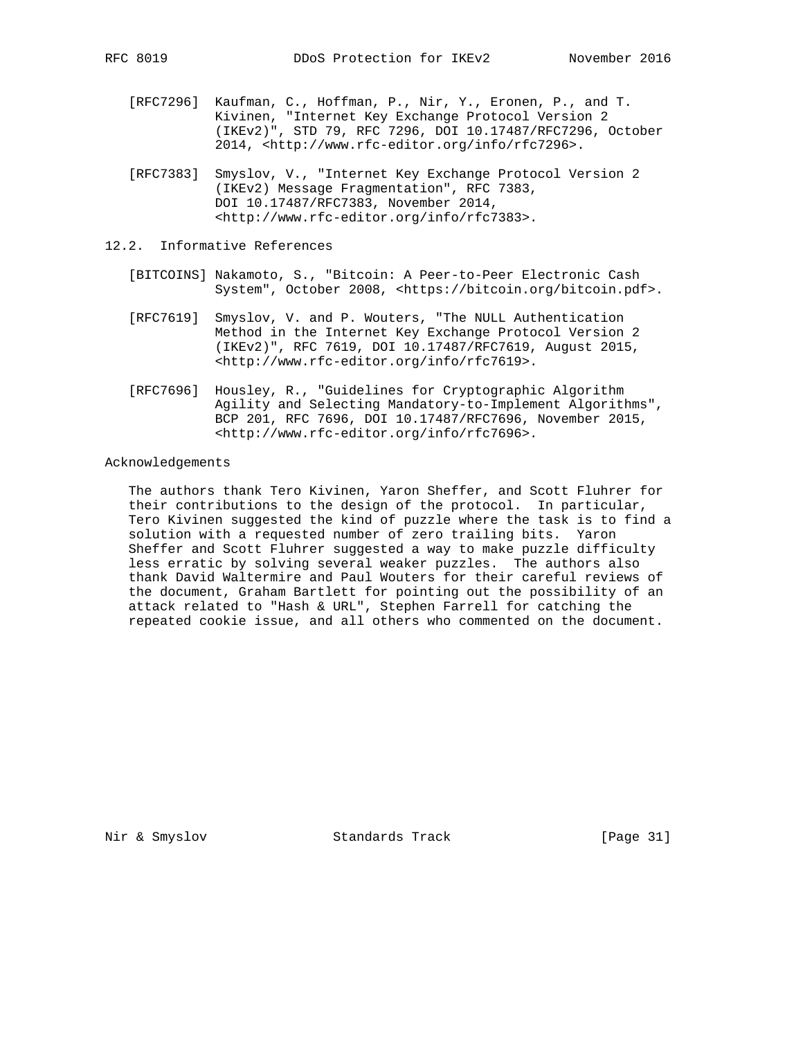[RFC7296] Kaufman, C., Hoffman, P., Nir, Y., Eronen, P., and T. Kivinen, "Internet Key Exchange Protocol Version 2 (IKEv2)", STD 79, RFC 7296, DOI 10.17487/RFC7296, October 2014, <http://www.rfc-editor.org/info/rfc7296>.

[RFC7383] Smyslov, V., "Internet Key Exchange Protocol Version 2 (IKEv2) Message Fragmentation", RFC 7383, DOI 10.17487/RFC7383, November 2014, <http://www.rfc-editor.org/info/rfc7383>.

## 12.2. Informative References

[BITCOINS] Nakamoto, S., "Bitcoin: A Peer-to-Peer Electronic Cash System", October 2008, <https://bitcoin.org/bitcoin.pdf>.

[RFC7619] Smyslov, V. and P. Wouters, "The NULL Authentication Method in the Internet Key Exchange Protocol Version 2 (IKEv2)", RFC 7619, DOI 10.17487/RFC7619, August 2015, <http://www.rfc-editor.org/info/rfc7619>.

[RFC7696] Housley, R., "Guidelines for Cryptographic Algorithm Agility and Selecting Mandatory-to-Implement Algorithms", BCP 201, RFC 7696, DOI 10.17487/RFC7696, November 2015, <http://www.rfc-editor.org/info/rfc7696>.

## Acknowledgements

The authors thank Tero Kivinen, Yaron Sheffer, and Scott Fluhrer for their contributions to the design of the protocol. In particular, Tero Kivinen suggested the kind of puzzle where the task is to find a solution with a requested number of zero trailing bits. Yaron Sheffer and Scott Fluhrer suggested a way to make puzzle difficulty less erratic by solving several weaker puzzles. The authors also thank David Waltermire and Paul Wouters for their careful reviews of the document, Graham Bartlett for pointing out the possibility of an attack related to "Hash & URL", Stephen Farrell for catching the repeated cookie issue, and all others who commented on the document.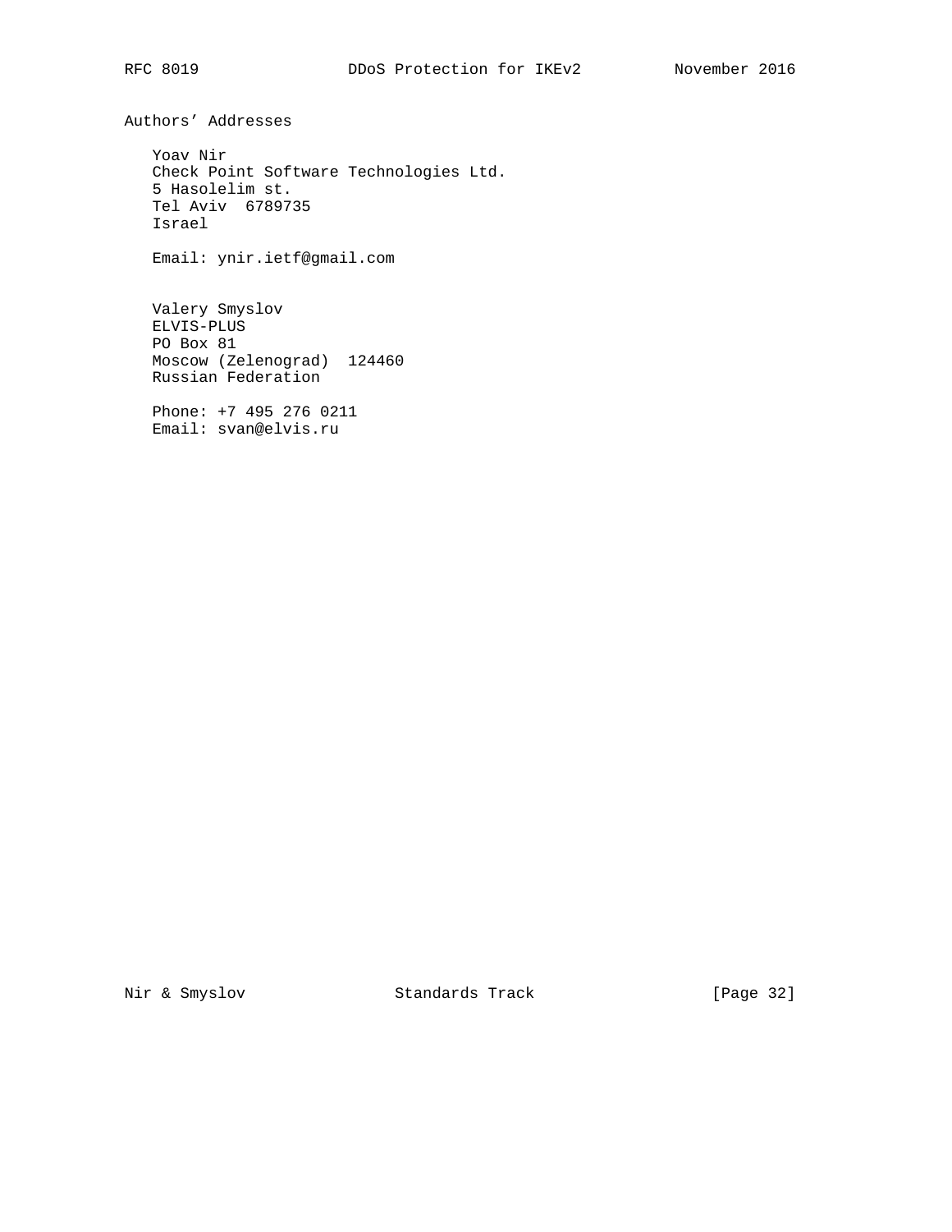## Authors' Addresses

Yoav Nir
Check Point Software Technologies Ltd.
5 Hasolelim st.
Tel Aviv  6789735
Israel

Email: ynir.ietf@gmail.com

Valery Smyslov
ELVIS-PLUS
PO Box 81
Moscow (Zelenograd)  124460
Russian Federation

Phone: +7 495 276 0211
Email: svan@elvis.ru